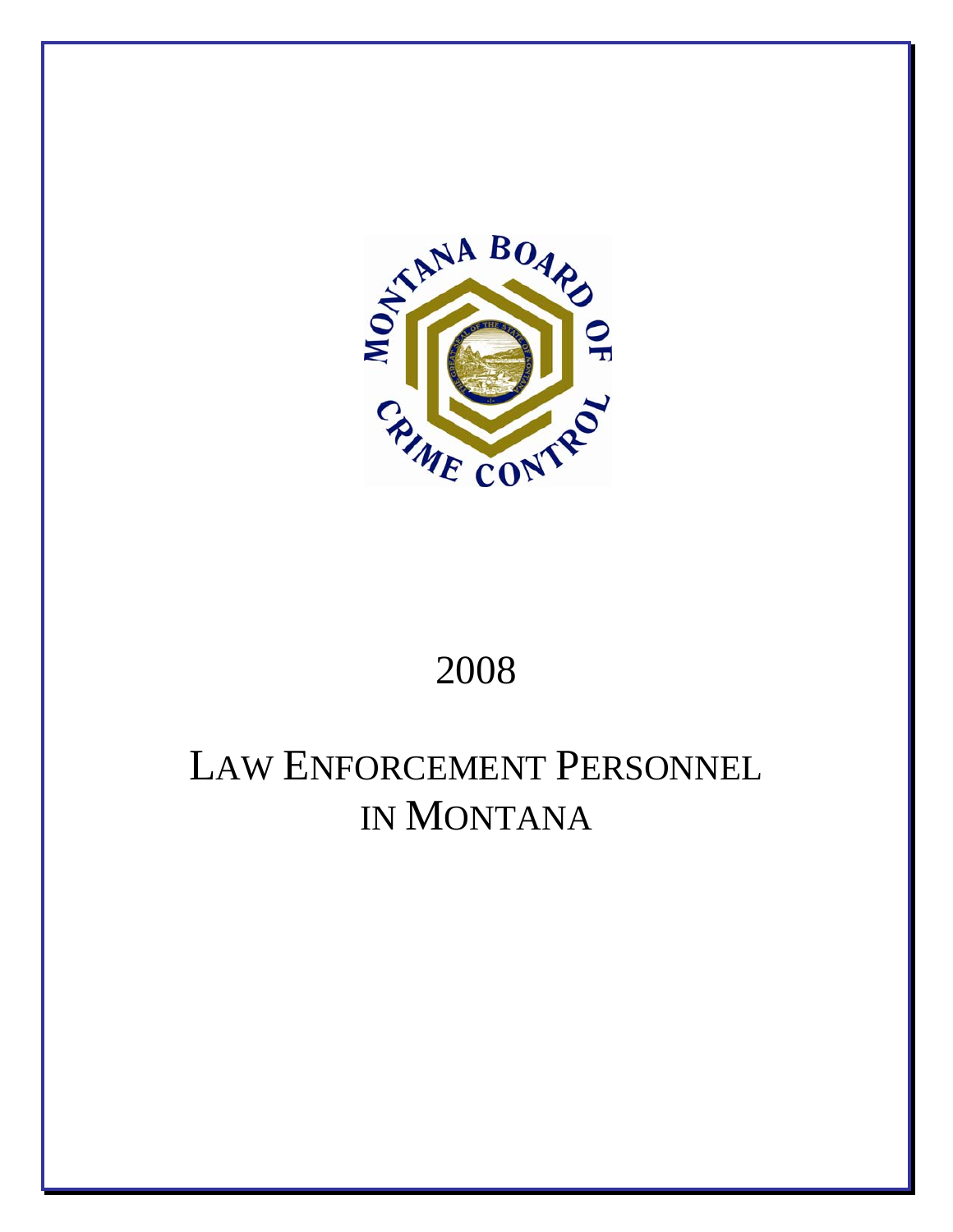2008

# LAW ENFORCEMENT PERSONNEL IN MONTANA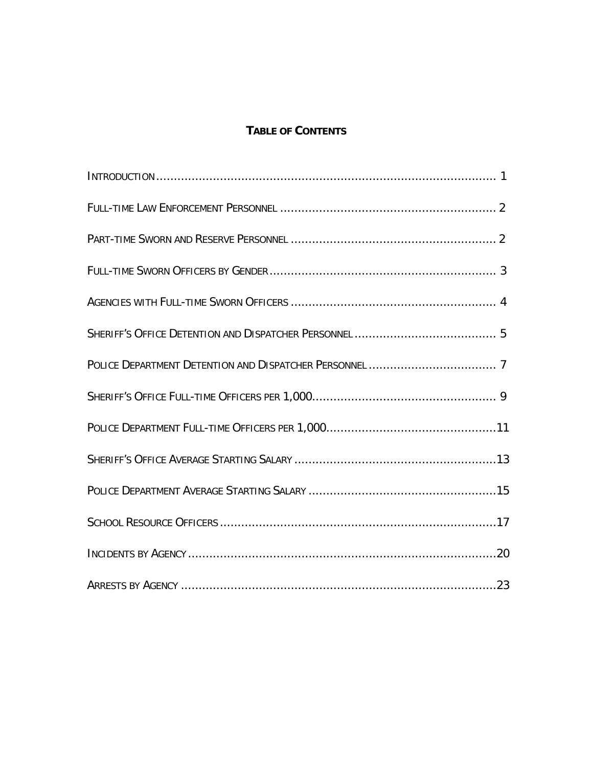# Table of Contents

- Introduction ........ 1
- Full-time Law Enforcement Personnel ........ 2
- Part-time Sworn and Reserve Personnel ........ 2
- Full-time Sworn Officers by Gender ........ 3
- Agencies with Full-time Sworn Officers ........ 4
- Sheriff's Office Detention and Dispatcher Personnel ........ 5
- Police Department Detention and Dispatcher Personnel ........ 7
- Sheriff's Office Full-time Officers per 1,000 ........ 9
- Police Department Full-time Officers per 1,000 ........ 11
- Sheriff's Office Average Starting Salary ........ 13
- Police Department Average Starting Salary ........ 15
- School Resource Officers ........ 17
- Incidents by Agency ........ 20
- Arrests by Agency ........ 23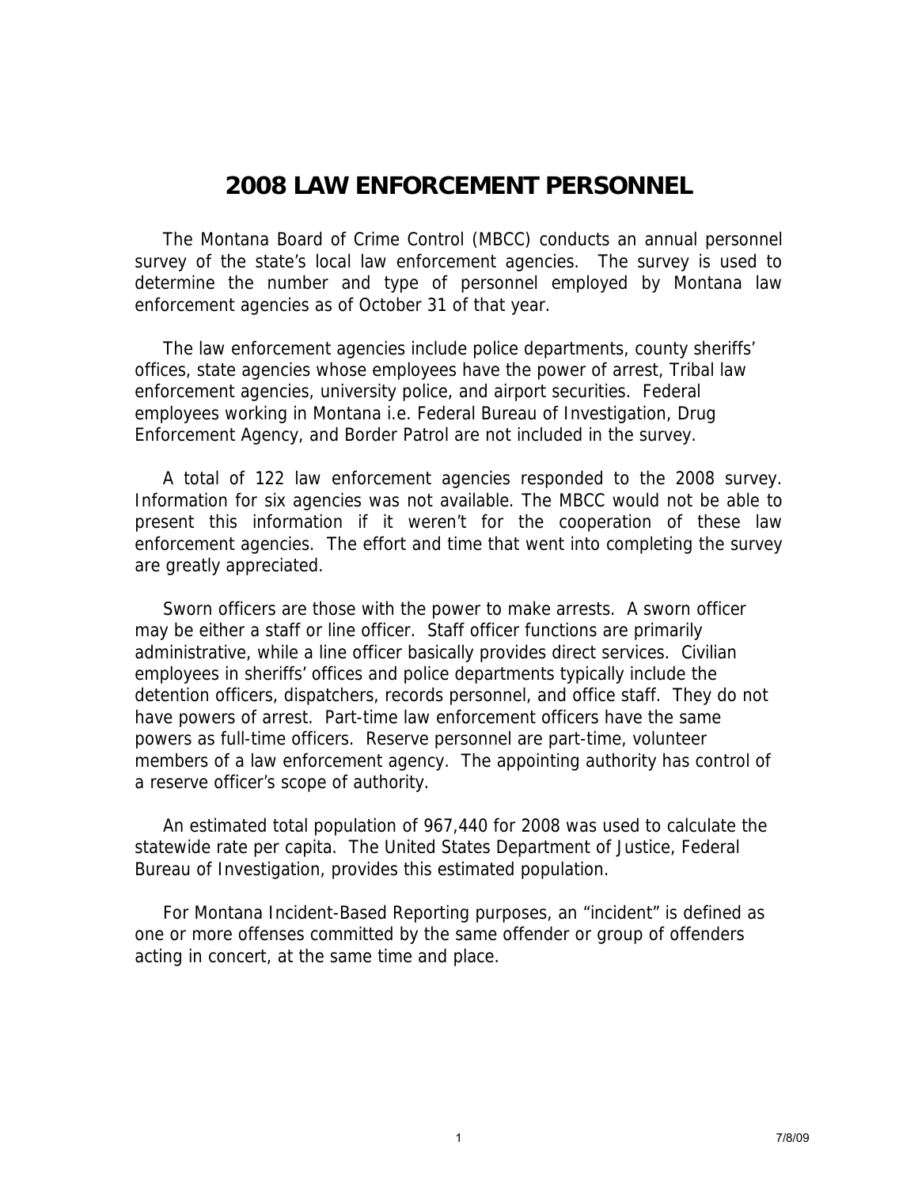# 2008 LAW ENFORCEMENT PERSONNEL

The Montana Board of Crime Control (MBCC) conducts an annual personnel survey of the state's local law enforcement agencies. The survey is used to determine the number and type of personnel employed by Montana law enforcement agencies as of October 31 of that year.

The law enforcement agencies include police departments, county sheriffs' offices, state agencies whose employees have the power of arrest, Tribal law enforcement agencies, university police, and airport securities. Federal employees working in Montana i.e. Federal Bureau of Investigation, Drug Enforcement Agency, and Border Patrol are not included in the survey.

A total of 122 law enforcement agencies responded to the 2008 survey. Information for six agencies was not available. The MBCC would not be able to present this information if it weren't for the cooperation of these law enforcement agencies. The effort and time that went into completing the survey are greatly appreciated.

Sworn officers are those with the power to make arrests. A sworn officer may be either a staff or line officer. Staff officer functions are primarily administrative, while a line officer basically provides direct services. Civilian employees in sheriffs' offices and police departments typically include the detention officers, dispatchers, records personnel, and office staff. They do not have powers of arrest. Part-time law enforcement officers have the same powers as full-time officers. Reserve personnel are part-time, volunteer members of a law enforcement agency. The appointing authority has control of a reserve officer's scope of authority.

An estimated total population of 967,440 for 2008 was used to calculate the statewide rate per capita. The United States Department of Justice, Federal Bureau of Investigation, provides this estimated population.

For Montana Incident-Based Reporting purposes, an "incident" is defined as one or more offenses committed by the same offender or group of offenders acting in concert, at the same time and place.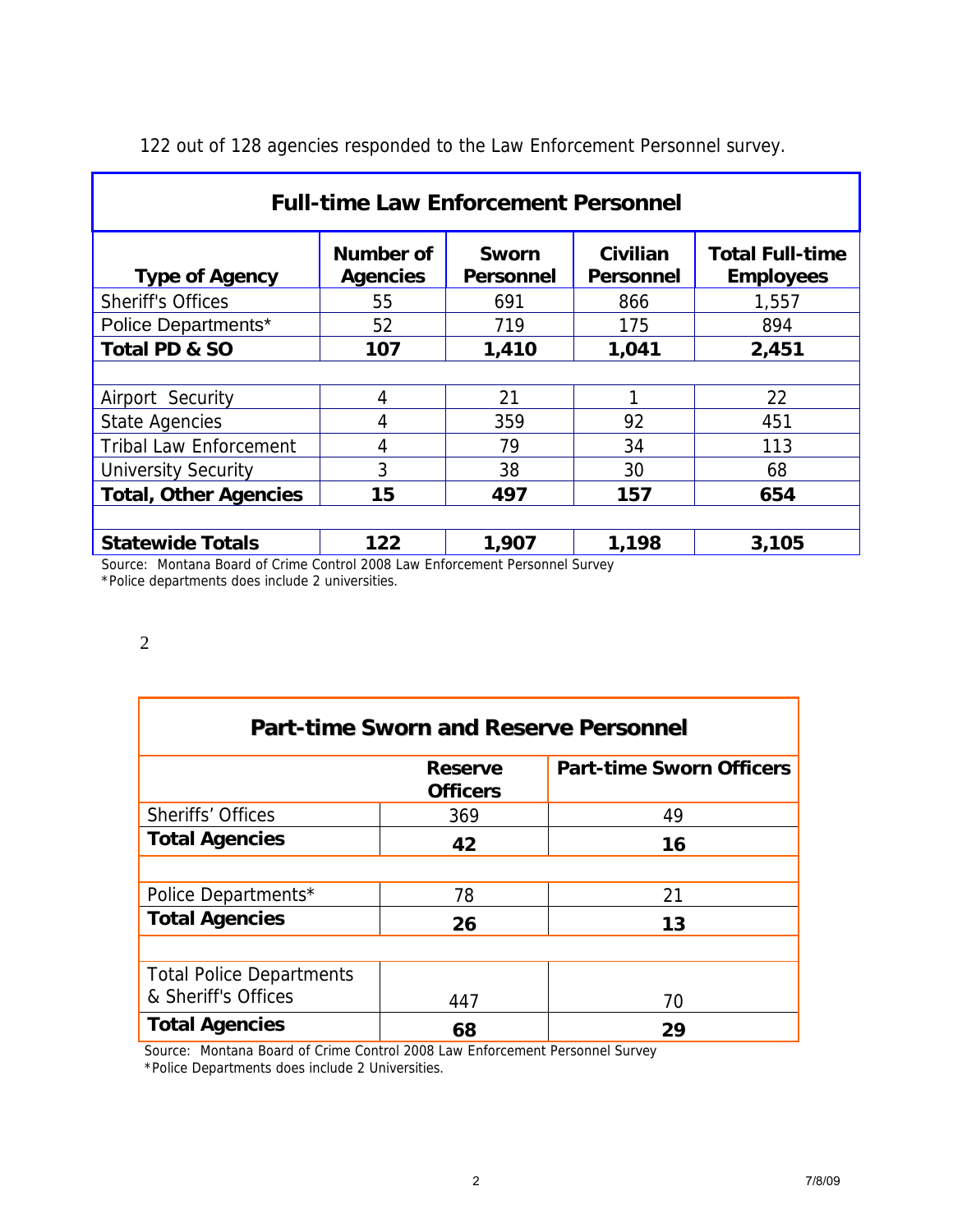122 out of 128 agencies responded to the Law Enforcement Personnel survey.

| Full-time Law Enforcement Personnel | | | | |
|---|---|---|---|---|
| **Type of Agency** | **Number of Agencies** | **Sworn Personnel** | **Civilian Personnel** | **Total Full-time Employees** |
| Sheriff's Offices | 55 | 691 | 866 | 1,557 |
| Police Departments* | 52 | 719 | 175 | 894 |
| **Total PD & SO** | **107** | **1,410** | **1,041** | **2,451** |
| | | | | |
| Airport Security | 4 | 21 | 1 | 22 |
| State Agencies | 4 | 359 | 92 | 451 |
| Tribal Law Enforcement | 4 | 79 | 34 | 113 |
| University Security | 3 | 38 | 30 | 68 |
| **Total, Other Agencies** | **15** | **497** | **157** | **654** |
| | | | | |
| **Statewide Totals** | **122** | **1,907** | **1,198** | **3,105** |

Source: Montana Board of Crime Control 2008 Law Enforcement Personnel Survey
*Police departments does include 2 universities.

2

| Part-time Sworn and Reserve Personnel | | |
|---|---|---|
| | **Reserve Officers** | **Part-time Sworn Officers** |
| Sheriffs' Offices | 369 | 49 |
| **Total Agencies** | **42** | **16** |
| | | |
| Police Departments* | 78 | 21 |
| **Total Agencies** | **26** | **13** |
| | | |
| Total Police Departments & Sheriff's Offices | 447 | 70 |
| **Total Agencies** | **68** | **29** |

Source: Montana Board of Crime Control 2008 Law Enforcement Personnel Survey
*Police Departments does include 2 Universities.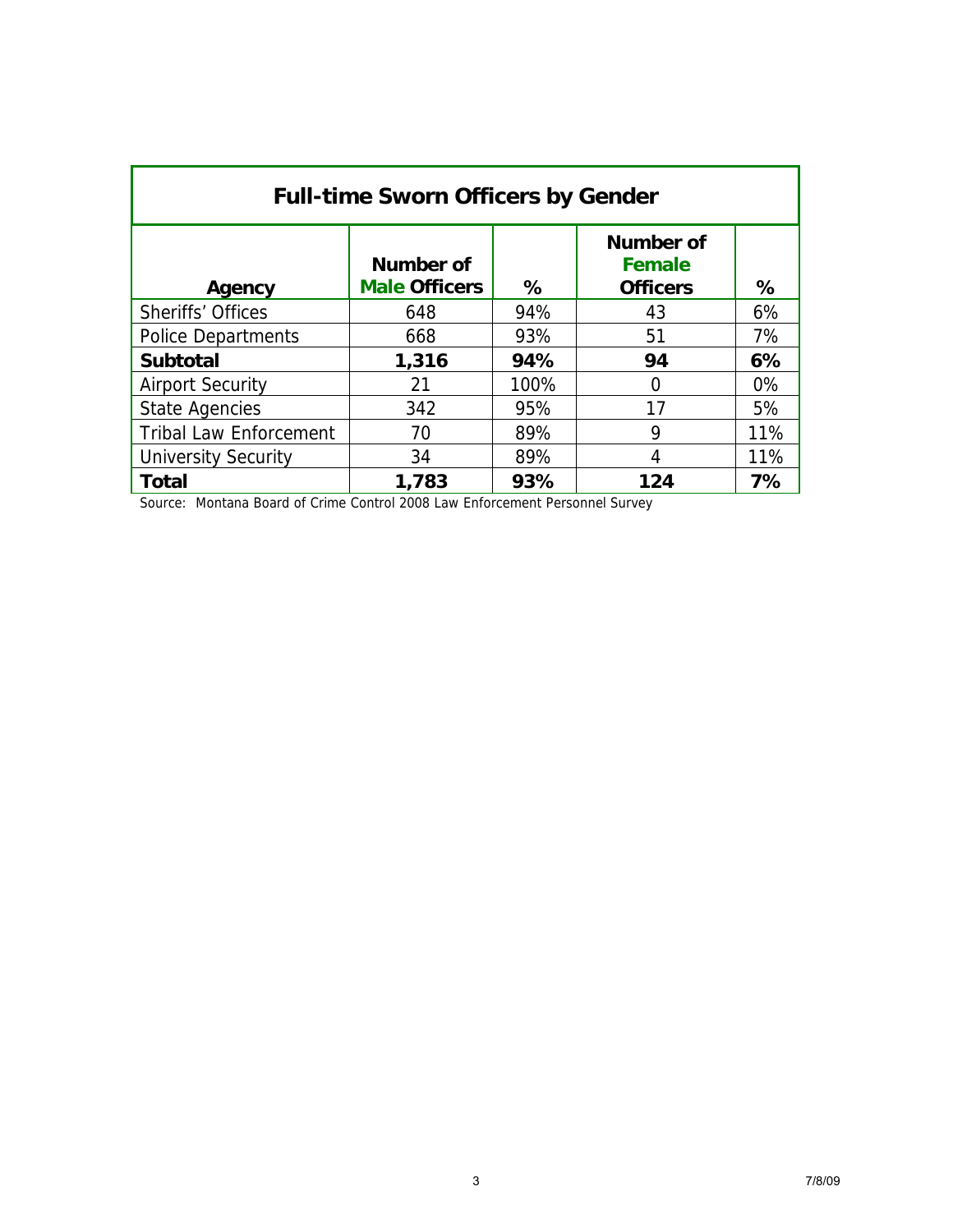| Full-time Sworn Officers by Gender | | | | |
|---|---|---|---|---|
| **Agency** | **Number of Male Officers** | **%** | **Number of Female Officers** | **%** |
| Sheriffs' Offices | 648 | 94% | 43 | 6% |
| Police Departments | 668 | 93% | 51 | 7% |
| **Subtotal** | **1,316** | **94%** | **94** | **6%** |
| Airport Security | 21 | 100% | 0 | 0% |
| State Agencies | 342 | 95% | 17 | 5% |
| Tribal Law Enforcement | 70 | 89% | 9 | 11% |
| University Security | 34 | 89% | 4 | 11% |
| **Total** | **1,783** | **93%** | **124** | **7%** |

Source: Montana Board of Crime Control 2008 Law Enforcement Personnel Survey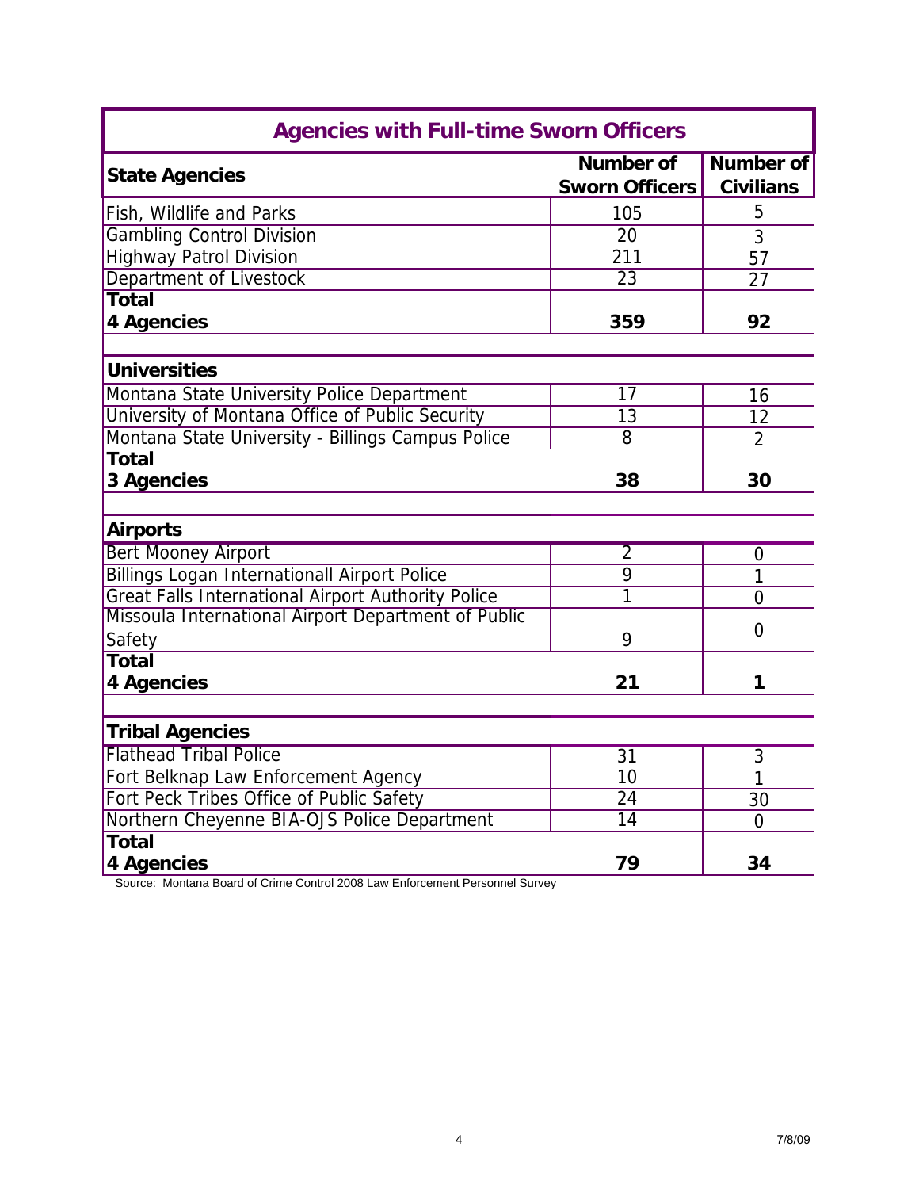| Agencies with Full-time Sworn Officers | | |
|---|---|---|
| **State Agencies** | **Number of Sworn Officers** | **Number of Civilians** |
| Fish, Wildlife and Parks | 105 | 5 |
| Gambling Control Division | 20 | 3 |
| Highway Patrol Division | 211 | 57 |
| Department of Livestock | 23 | 27 |
| **Total 4 Agencies** | **359** | **92** |
| | | |
| **Universities** | | |
| Montana State University Police Department | 17 | 16 |
| University of Montana Office of Public Security | 13 | 12 |
| Montana State University - Billings Campus Police | 8 | 2 |
| **Total 3 Agencies** | **38** | **30** |
| | | |
| **Airports** | | |
| Bert Mooney Airport | 2 | 0 |
| Billings Logan Internationall Airport Police | 9 | 1 |
| Great Falls International Airport Authority Police | 1 | 0 |
| Missoula International Airport Department of Public Safety | 9 | 0 |
| **Total 4 Agencies** | **21** | **1** |
| | | |
| **Tribal Agencies** | | |
| Flathead Tribal Police | 31 | 3 |
| Fort Belknap Law Enforcement Agency | 10 | 1 |
| Fort Peck Tribes Office of Public Safety | 24 | 30 |
| Northern Cheyenne BIA-OJS Police Department | 14 | 0 |
| **Total 4 Agencies** | **79** | **34** |

Source: Montana Board of Crime Control 2008 Law Enforcement Personnel Survey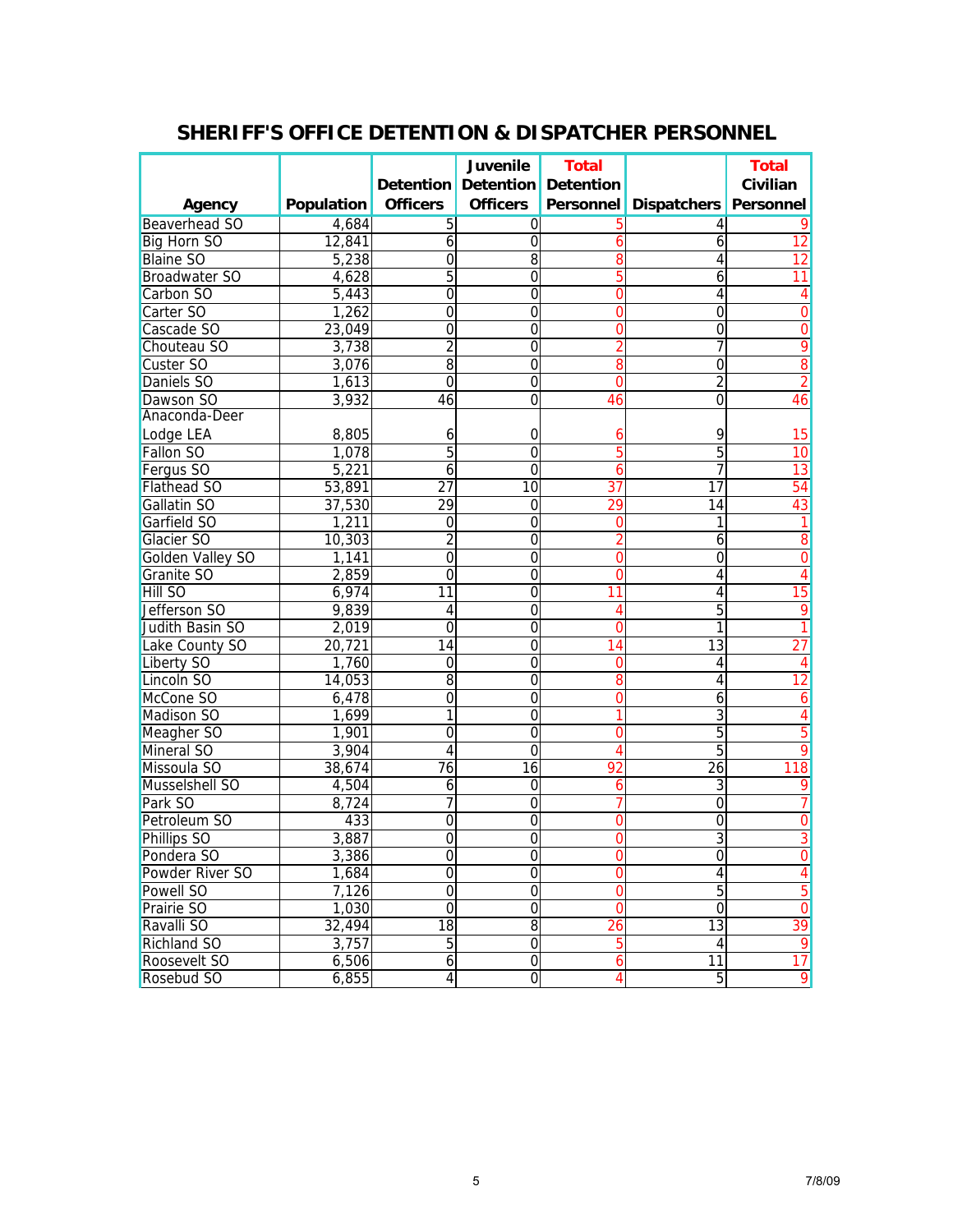# SHERIFF'S OFFICE DETENTION & DISPATCHER PERSONNEL

| Agency | Population | Detention Officers | Juvenile Detention Officers | Total Detention Personnel | Dispatchers | Total Civilian Personnel |
|---|---|---|---|---|---|---|
| Beaverhead SO | 4,684 | 5 | 0 | 5 | 4 | 9 |
| Big Horn SO | 12,841 | 6 | 0 | 6 | 6 | 12 |
| Blaine SO | 5,238 | 0 | 8 | 8 | 4 | 12 |
| Broadwater SO | 4,628 | 5 | 0 | 5 | 6 | 11 |
| Carbon SO | 5,443 | 0 | 0 | 0 | 4 | 4 |
| Carter SO | 1,262 | 0 | 0 | 0 | 0 | 0 |
| Cascade SO | 23,049 | 0 | 0 | 0 | 0 | 0 |
| Chouteau SO | 3,738 | 2 | 0 | 2 | 7 | 9 |
| Custer SO | 3,076 | 8 | 0 | 8 | 0 | 8 |
| Daniels SO | 1,613 | 0 | 0 | 0 | 2 | 2 |
| Dawson SO | 3,932 | 46 | 0 | 46 | 0 | 46 |
| Anaconda-Deer Lodge LEA | 8,805 | 6 | 0 | 6 | 9 | 15 |
| Fallon SO | 1,078 | 5 | 0 | 5 | 5 | 10 |
| Fergus SO | 5,221 | 6 | 0 | 6 | 7 | 13 |
| Flathead SO | 53,891 | 27 | 10 | 37 | 17 | 54 |
| Gallatin SO | 37,530 | 29 | 0 | 29 | 14 | 43 |
| Garfield SO | 1,211 | 0 | 0 | 0 | 1 | 1 |
| Glacier SO | 10,303 | 2 | 0 | 2 | 6 | 8 |
| Golden Valley SO | 1,141 | 0 | 0 | 0 | 0 | 0 |
| Granite SO | 2,859 | 0 | 0 | 0 | 4 | 4 |
| Hill SO | 6,974 | 11 | 0 | 11 | 4 | 15 |
| Jefferson SO | 9,839 | 4 | 0 | 4 | 5 | 9 |
| Judith Basin SO | 2,019 | 0 | 0 | 0 | 1 | 1 |
| Lake County SO | 20,721 | 14 | 0 | 14 | 13 | 27 |
| Liberty SO | 1,760 | 0 | 0 | 0 | 4 | 4 |
| Lincoln SO | 14,053 | 8 | 0 | 8 | 4 | 12 |
| McCone SO | 6,478 | 0 | 0 | 0 | 6 | 6 |
| Madison SO | 1,699 | 1 | 0 | 1 | 3 | 4 |
| Meagher SO | 1,901 | 0 | 0 | 0 | 5 | 5 |
| Mineral SO | 3,904 | 4 | 0 | 4 | 5 | 9 |
| Missoula SO | 38,674 | 76 | 16 | 92 | 26 | 118 |
| Musselshell SO | 4,504 | 6 | 0 | 6 | 3 | 9 |
| Park SO | 8,724 | 7 | 0 | 7 | 0 | 7 |
| Petroleum SO | 433 | 0 | 0 | 0 | 0 | 0 |
| Phillips SO | 3,887 | 0 | 0 | 0 | 3 | 3 |
| Pondera SO | 3,386 | 0 | 0 | 0 | 0 | 0 |
| Powder River SO | 1,684 | 0 | 0 | 0 | 4 | 4 |
| Powell SO | 7,126 | 0 | 0 | 0 | 5 | 5 |
| Prairie SO | 1,030 | 0 | 0 | 0 | 0 | 0 |
| Ravalli SO | 32,494 | 18 | 8 | 26 | 13 | 39 |
| Richland SO | 3,757 | 5 | 0 | 5 | 4 | 9 |
| Roosevelt SO | 6,506 | 6 | 0 | 6 | 11 | 17 |
| Rosebud SO | 6,855 | 4 | 0 | 4 | 5 | 9 |

7/8/09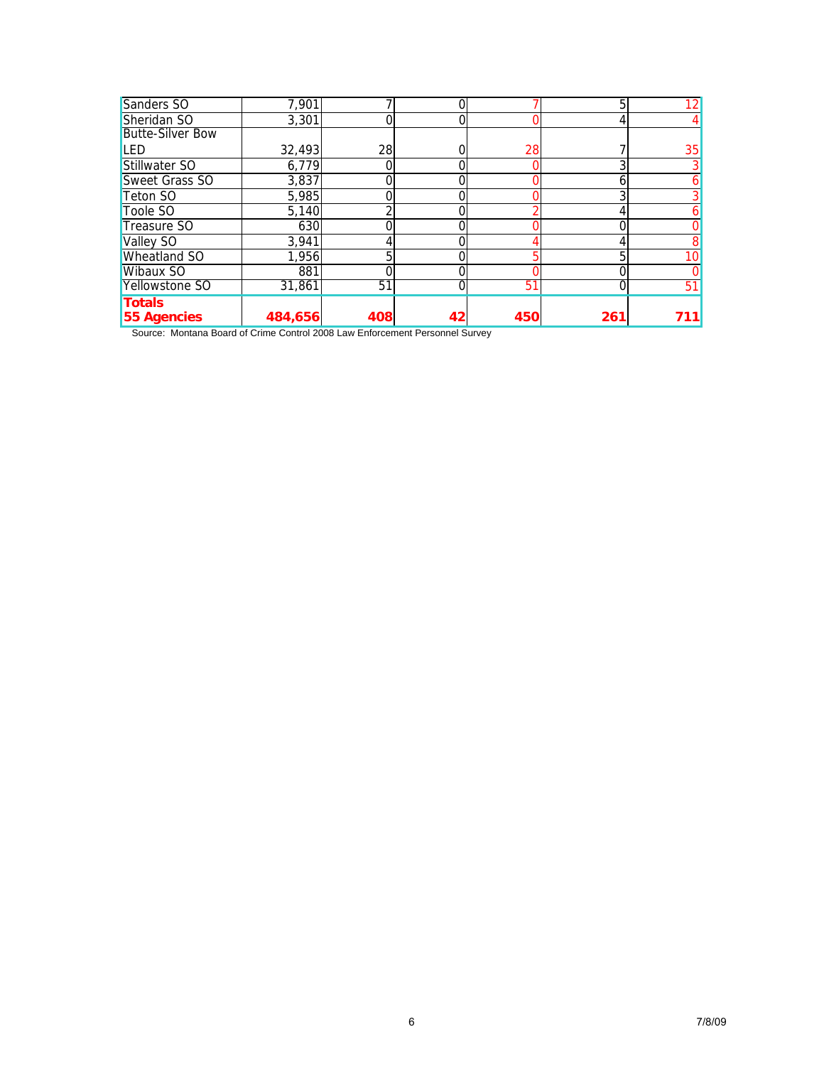| | | | | | | |
|---|---|---|---|---|---|---|
| Sanders SO | 7,901 | 7 | 0 | 7 | 5 | 12 |
| Sheridan SO | 3,301 | 0 | 0 | 0 | 4 | 4 |
| Butte-Silver Bow LED | 32,493 | 28 | 0 | 28 | 7 | 35 |
| Stillwater SO | 6,779 | 0 | 0 | 0 | 3 | 3 |
| Sweet Grass SO | 3,837 | 0 | 0 | 0 | 6 | 6 |
| Teton SO | 5,985 | 0 | 0 | 0 | 3 | 3 |
| Toole SO | 5,140 | 2 | 0 | 2 | 4 | 6 |
| Treasure SO | 630 | 0 | 0 | 0 | 0 | 0 |
| Valley SO | 3,941 | 4 | 0 | 4 | 4 | 8 |
| Wheatland SO | 1,956 | 5 | 0 | 5 | 5 | 10 |
| Wibaux SO | 881 | 0 | 0 | 0 | 0 | 0 |
| Yellowstone SO | 31,861 | 51 | 0 | 51 | 0 | 51 |
| **Totals 55 Agencies** | **484,656** | **408** | **42** | **450** | **261** | **711** |

Source: Montana Board of Crime Control 2008 Law Enforcement Personnel Survey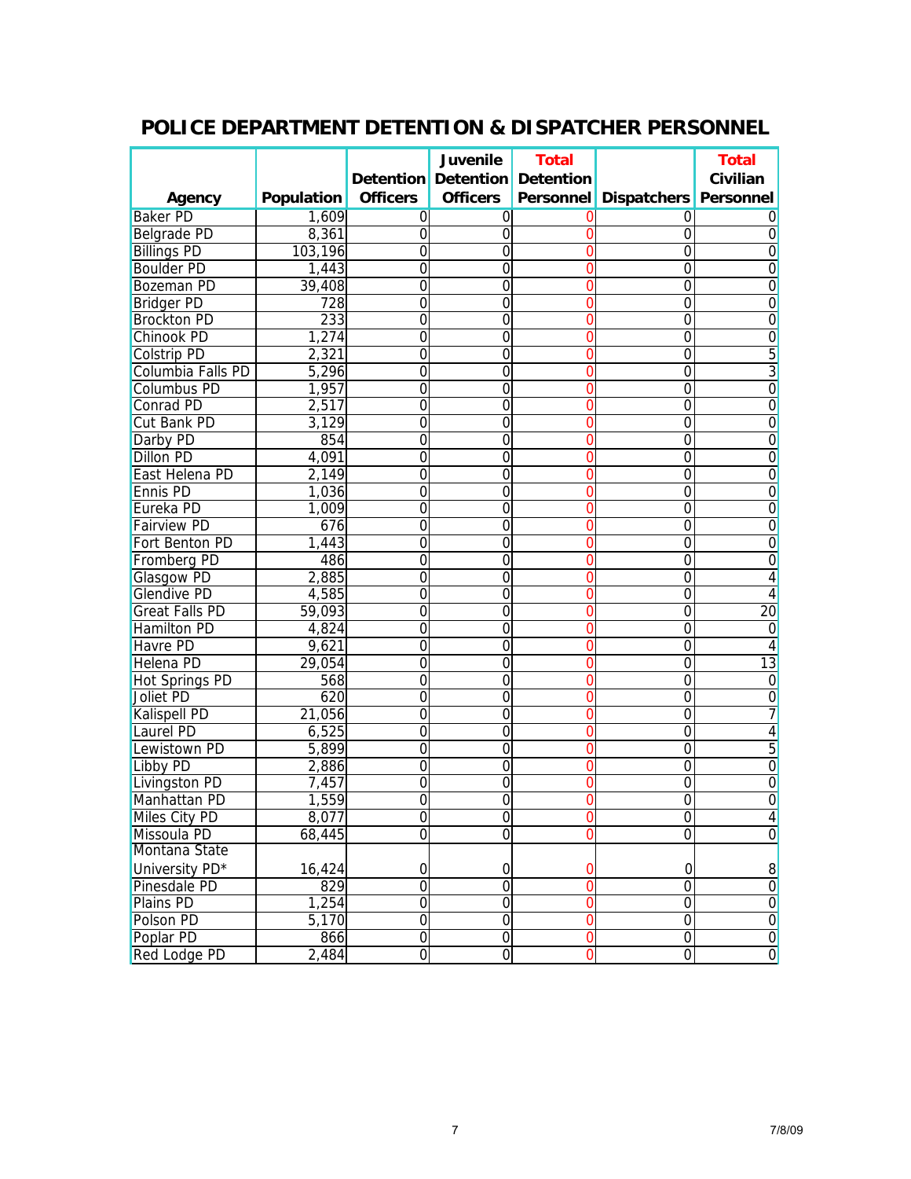# POLICE DEPARTMENT DETENTION & DISPATCHER PERSONNEL

| Agency | Population | Detention Officers | Juvenile Detention Officers | Total Detention Personnel | Dispatchers | Total Civilian Personnel |
|---|---|---|---|---|---|---|
| Baker PD | 1,609 | 0 | 0 | 0 | 0 | 0 |
| Belgrade PD | 8,361 | 0 | 0 | 0 | 0 | 0 |
| Billings PD | 103,196 | 0 | 0 | 0 | 0 | 0 |
| Boulder PD | 1,443 | 0 | 0 | 0 | 0 | 0 |
| Bozeman PD | 39,408 | 0 | 0 | 0 | 0 | 0 |
| Bridger PD | 728 | 0 | 0 | 0 | 0 | 0 |
| Brockton PD | 233 | 0 | 0 | 0 | 0 | 0 |
| Chinook PD | 1,274 | 0 | 0 | 0 | 0 | 0 |
| Colstrip PD | 2,321 | 0 | 0 | 0 | 0 | 5 |
| Columbia Falls PD | 5,296 | 0 | 0 | 0 | 0 | 3 |
| Columbus PD | 1,957 | 0 | 0 | 0 | 0 | 0 |
| Conrad PD | 2,517 | 0 | 0 | 0 | 0 | 0 |
| Cut Bank PD | 3,129 | 0 | 0 | 0 | 0 | 0 |
| Darby PD | 854 | 0 | 0 | 0 | 0 | 0 |
| Dillon PD | 4,091 | 0 | 0 | 0 | 0 | 0 |
| East Helena PD | 2,149 | 0 | 0 | 0 | 0 | 0 |
| Ennis PD | 1,036 | 0 | 0 | 0 | 0 | 0 |
| Eureka PD | 1,009 | 0 | 0 | 0 | 0 | 0 |
| Fairview PD | 676 | 0 | 0 | 0 | 0 | 0 |
| Fort Benton PD | 1,443 | 0 | 0 | 0 | 0 | 0 |
| Fromberg PD | 486 | 0 | 0 | 0 | 0 | 0 |
| Glasgow PD | 2,885 | 0 | 0 | 0 | 0 | 4 |
| Glendive PD | 4,585 | 0 | 0 | 0 | 0 | 4 |
| Great Falls PD | 59,093 | 0 | 0 | 0 | 0 | 20 |
| Hamilton PD | 4,824 | 0 | 0 | 0 | 0 | 0 |
| Havre PD | 9,621 | 0 | 0 | 0 | 0 | 4 |
| Helena PD | 29,054 | 0 | 0 | 0 | 0 | 13 |
| Hot Springs PD | 568 | 0 | 0 | 0 | 0 | 0 |
| Joliet PD | 620 | 0 | 0 | 0 | 0 | 0 |
| Kalispell PD | 21,056 | 0 | 0 | 0 | 0 | 7 |
| Laurel PD | 6,525 | 0 | 0 | 0 | 0 | 4 |
| Lewistown PD | 5,899 | 0 | 0 | 0 | 0 | 5 |
| Libby PD | 2,886 | 0 | 0 | 0 | 0 | 0 |
| Livingston PD | 7,457 | 0 | 0 | 0 | 0 | 0 |
| Manhattan PD | 1,559 | 0 | 0 | 0 | 0 | 0 |
| Miles City PD | 8,077 | 0 | 0 | 0 | 0 | 4 |
| Missoula PD | 68,445 | 0 | 0 | 0 | 0 | 0 |
| Montana State University PD* | 16,424 | 0 | 0 | 0 | 0 | 8 |
| Pinesdale PD | 829 | 0 | 0 | 0 | 0 | 0 |
| Plains PD | 1,254 | 0 | 0 | 0 | 0 | 0 |
| Polson PD | 5,170 | 0 | 0 | 0 | 0 | 0 |
| Poplar PD | 866 | 0 | 0 | 0 | 0 | 0 |
| Red Lodge PD | 2,484 | 0 | 0 | 0 | 0 | 0 |

7/8/09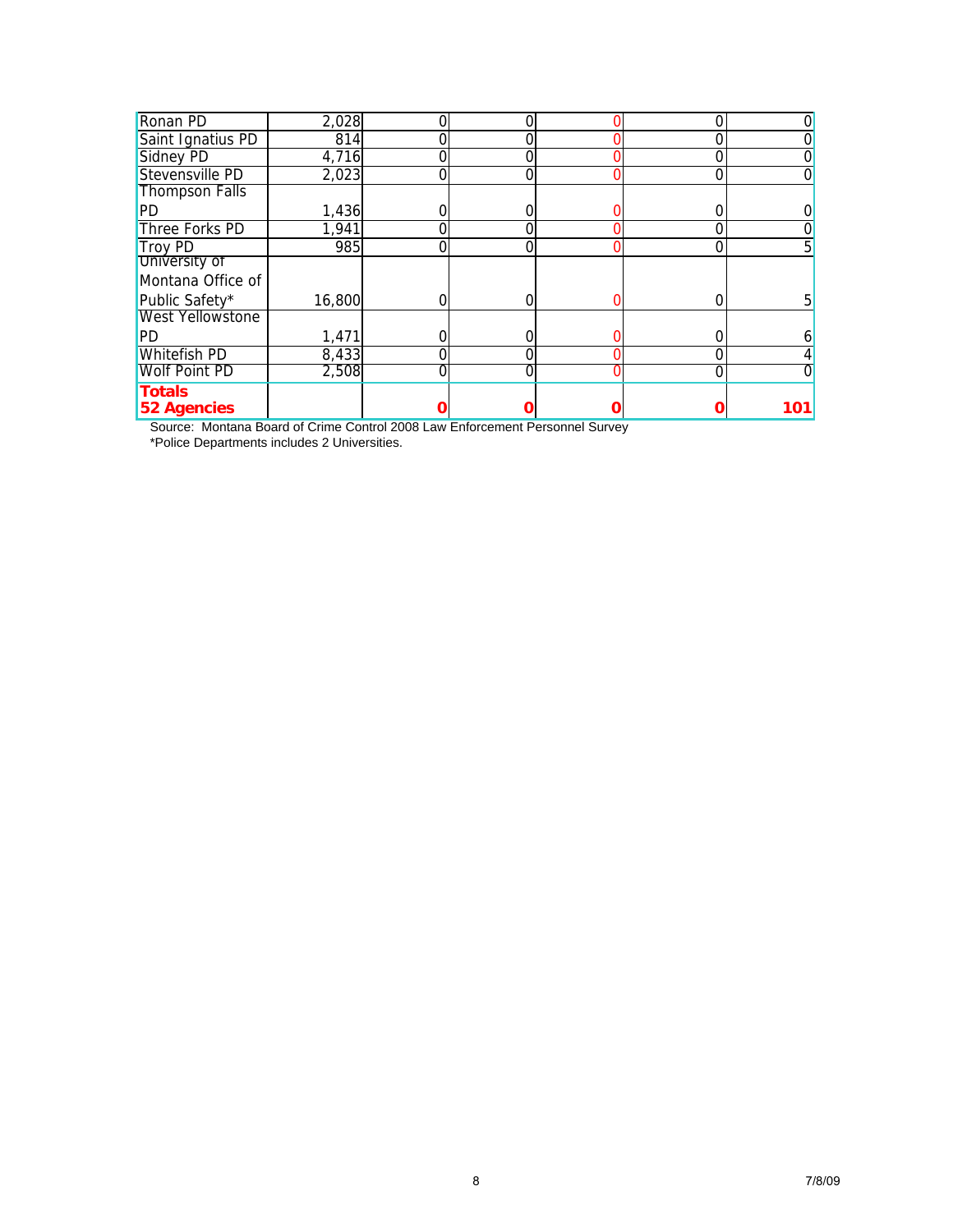| | | | | | | |
|---|---|---|---|---|---|---|
| Ronan PD | 2,028 | 0 | 0 | 0 | 0 | 0 |
| Saint Ignatius PD | 814 | 0 | 0 | 0 | 0 | 0 |
| Sidney PD | 4,716 | 0 | 0 | 0 | 0 | 0 |
| Stevensville PD | 2,023 | 0 | 0 | 0 | 0 | 0 |
| Thompson Falls PD | 1,436 | 0 | 0 | 0 | 0 | 0 |
| Three Forks PD | 1,941 | 0 | 0 | 0 | 0 | 0 |
| Troy PD | 985 | 0 | 0 | 0 | 0 | 5 |
| University of Montana Office of Public Safety* | 16,800 | 0 | 0 | 0 | 0 | 5 |
| West Yellowstone PD | 1,471 | 0 | 0 | 0 | 0 | 6 |
| Whitefish PD | 8,433 | 0 | 0 | 0 | 0 | 4 |
| Wolf Point PD | 2,508 | 0 | 0 | 0 | 0 | 0 |
| **Totals 52 Agencies** | | **0** | **0** | **0** | **0** | **101** |

Source: Montana Board of Crime Control 2008 Law Enforcement Personnel Survey

*Police Departments includes 2 Universities.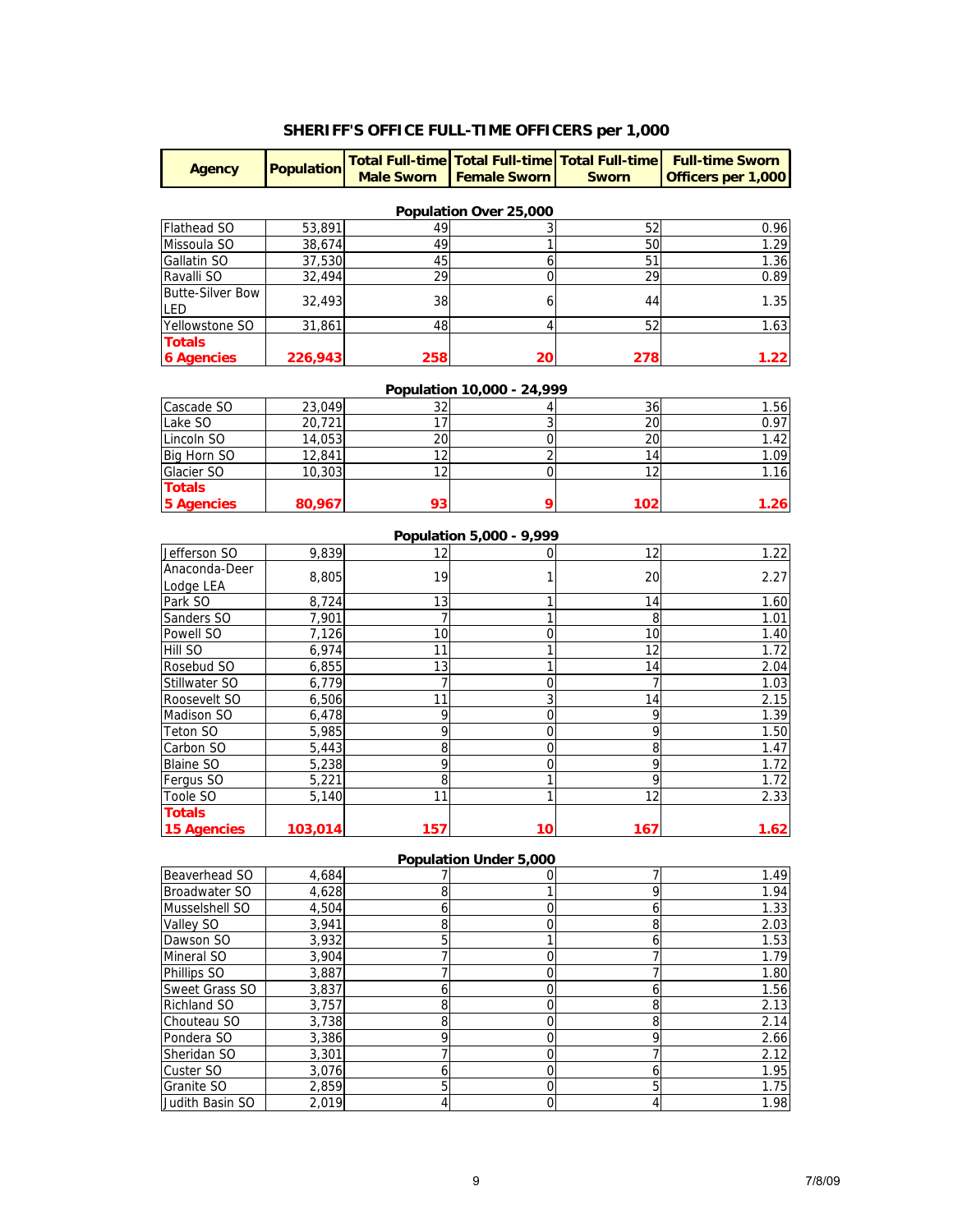# SHERIFF'S OFFICE FULL-TIME OFFICERS per 1,000

| Agency | Population | Total Full-time Male Sworn | Total Full-time Female Sworn | Total Full-time Sworn | Full-time Sworn Officers per 1,000 |
|---|---|---|---|---|---|
| **Population Over 25,000** | | | | | |
| Flathead SO | 53,891 | 49 | 3 | 52 | 0.96 |
| Missoula SO | 38,674 | 49 | 1 | 50 | 1.29 |
| Gallatin SO | 37,530 | 45 | 6 | 51 | 1.36 |
| Ravalli SO | 32,494 | 29 | 0 | 29 | 0.89 |
| Butte-Silver Bow LED | 32,493 | 38 | 6 | 44 | 1.35 |
| Yellowstone SO | 31,861 | 48 | 4 | 52 | 1.63 |
| **Totals 6 Agencies** | **226,943** | **258** | **20** | **278** | **1.22** |
| **Population 10,000 - 24,999** | | | | | |
| Cascade SO | 23,049 | 32 | 4 | 36 | 1.56 |
| Lake SO | 20,721 | 17 | 3 | 20 | 0.97 |
| Lincoln SO | 14,053 | 20 | 0 | 20 | 1.42 |
| Big Horn SO | 12,841 | 12 | 2 | 14 | 1.09 |
| Glacier SO | 10,303 | 12 | 0 | 12 | 1.16 |
| **Totals 5 Agencies** | **80,967** | **93** | **9** | **102** | **1.26** |
| **Population 5,000 - 9,999** | | | | | |
| Jefferson SO | 9,839 | 12 | 0 | 12 | 1.22 |
| Anaconda-Deer Lodge LEA | 8,805 | 19 | 1 | 20 | 2.27 |
| Park SO | 8,724 | 13 | 1 | 14 | 1.60 |
| Sanders SO | 7,901 | 7 | 1 | 8 | 1.01 |
| Powell SO | 7,126 | 10 | 0 | 10 | 1.40 |
| Hill SO | 6,974 | 11 | 1 | 12 | 1.72 |
| Rosebud SO | 6,855 | 13 | 1 | 14 | 2.04 |
| Stillwater SO | 6,779 | 7 | 0 | 7 | 1.03 |
| Roosevelt SO | 6,506 | 11 | 3 | 14 | 2.15 |
| Madison SO | 6,478 | 9 | 0 | 9 | 1.39 |
| Teton SO | 5,985 | 9 | 0 | 9 | 1.50 |
| Carbon SO | 5,443 | 8 | 0 | 8 | 1.47 |
| Blaine SO | 5,238 | 9 | 0 | 9 | 1.72 |
| Fergus SO | 5,221 | 8 | 1 | 9 | 1.72 |
| Toole SO | 5,140 | 11 | 1 | 12 | 2.33 |
| **Totals 15 Agencies** | **103,014** | **157** | **10** | **167** | **1.62** |
| **Population Under 5,000** | | | | | |
| Beaverhead SO | 4,684 | 7 | 0 | 7 | 1.49 |
| Broadwater SO | 4,628 | 8 | 1 | 9 | 1.94 |
| Musselshell SO | 4,504 | 6 | 0 | 6 | 1.33 |
| Valley SO | 3,941 | 8 | 0 | 8 | 2.03 |
| Dawson SO | 3,932 | 5 | 1 | 6 | 1.53 |
| Mineral SO | 3,904 | 7 | 0 | 7 | 1.79 |
| Phillips SO | 3,887 | 7 | 0 | 7 | 1.80 |
| Sweet Grass SO | 3,837 | 6 | 0 | 6 | 1.56 |
| Richland SO | 3,757 | 8 | 0 | 8 | 2.13 |
| Chouteau SO | 3,738 | 8 | 0 | 8 | 2.14 |
| Pondera SO | 3,386 | 9 | 0 | 9 | 2.66 |
| Sheridan SO | 3,301 | 7 | 0 | 7 | 2.12 |
| Custer SO | 3,076 | 6 | 0 | 6 | 1.95 |
| Granite SO | 2,859 | 5 | 0 | 5 | 1.75 |
| Judith Basin SO | 2,019 | 4 | 0 | 4 | 1.98 |

7/8/09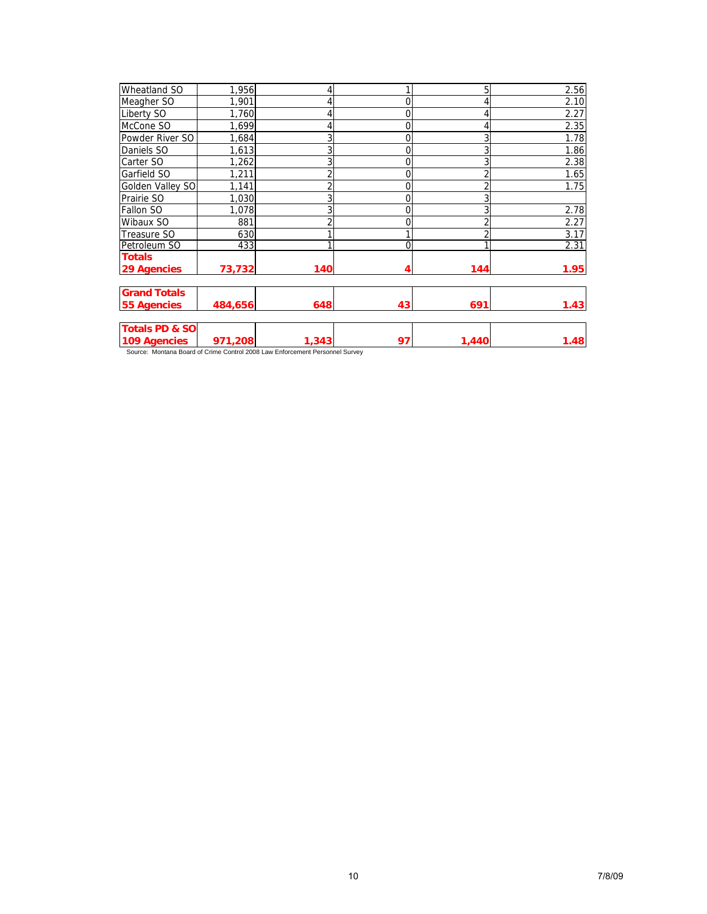| | | | | | |
|---|---|---|---|---|---|
| Wheatland SO | 1,956 | 4 | 1 | 5 | 2.56 |
| Meagher SO | 1,901 | 4 | 0 | 4 | 2.10 |
| Liberty SO | 1,760 | 4 | 0 | 4 | 2.27 |
| McCone SO | 1,699 | 4 | 0 | 4 | 2.35 |
| Powder River SO | 1,684 | 3 | 0 | 3 | 1.78 |
| Daniels SO | 1,613 | 3 | 0 | 3 | 1.86 |
| Carter SO | 1,262 | 3 | 0 | 3 | 2.38 |
| Garfield SO | 1,211 | 2 | 0 | 2 | 1.65 |
| Golden Valley SO | 1,141 | 2 | 0 | 2 | 1.75 |
| Prairie SO | 1,030 | 3 | 0 | 3 | |
| Fallon SO | 1,078 | 3 | 0 | 3 | 2.78 |
| Wibaux SO | 881 | 2 | 0 | 2 | 2.27 |
| Treasure SO | 630 | 1 | 1 | 2 | 3.17 |
| Petroleum SO | 433 | 1 | 0 | 1 | 2.31 |
| **Totals 29 Agencies** | **73,732** | **140** | **4** | **144** | **1.95** |
| **Grand Totals 55 Agencies** | **484,656** | **648** | **43** | **691** | **1.43** |
| **Totals PD & SO 109 Agencies** | **971,208** | **1,343** | **97** | **1,440** | **1.48** |

Source: Montana Board of Crime Control 2008 Law Enforcement Personnel Survey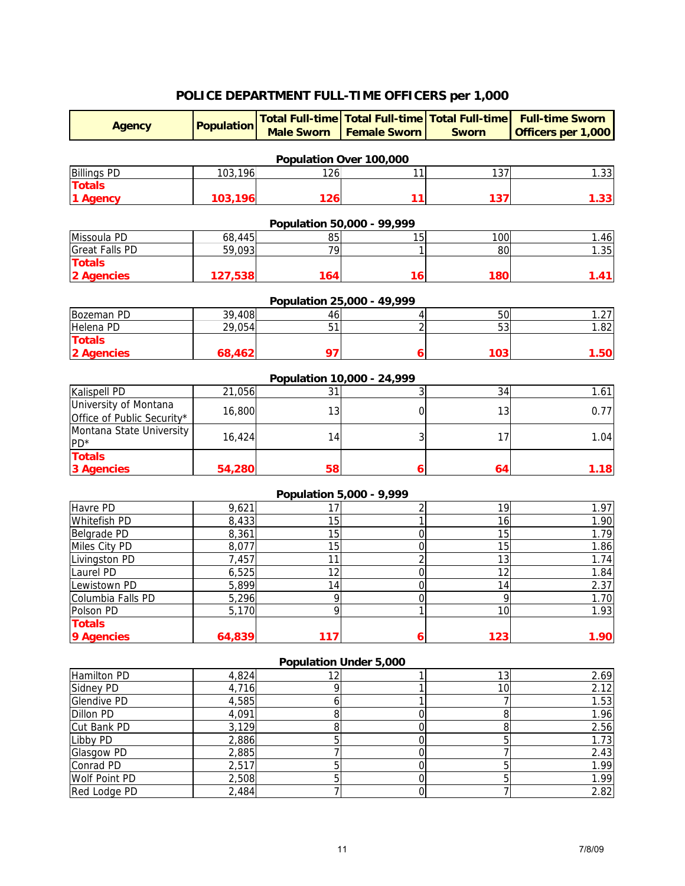# POLICE DEPARTMENT FULL-TIME OFFICERS per 1,000

| Agency | Population | Total Full-time Male Sworn | Total Full-time Female Sworn | Total Full-time Sworn | Full-time Sworn Officers per 1,000 |
|---|---|---|---|---|---|
| **Population Over 100,000** | | | | | |
| Billings PD | 103,196 | 126 | 11 | 137 | 1.33 |
| **Totals 1 Agency** | **103,196** | **126** | **11** | **137** | **1.33** |
| **Population 50,000 - 99,999** | | | | | |
| Missoula PD | 68,445 | 85 | 15 | 100 | 1.46 |
| Great Falls PD | 59,093 | 79 | 1 | 80 | 1.35 |
| **Totals 2 Agencies** | **127,538** | **164** | **16** | **180** | **1.41** |
| **Population 25,000 - 49,999** | | | | | |
| Bozeman PD | 39,408 | 46 | 4 | 50 | 1.27 |
| Helena PD | 29,054 | 51 | 2 | 53 | 1.82 |
| **Totals 2 Agencies** | **68,462** | **97** | **6** | **103** | **1.50** |
| **Population 10,000 - 24,999** | | | | | |
| Kalispell PD | 21,056 | 31 | 3 | 34 | 1.61 |
| University of Montana Office of Public Security* | 16,800 | 13 | 0 | 13 | 0.77 |
| Montana State University PD* | 16,424 | 14 | 3 | 17 | 1.04 |
| **Totals 3 Agencies** | **54,280** | **58** | **6** | **64** | **1.18** |
| **Population 5,000 - 9,999** | | | | | |
| Havre PD | 9,621 | 17 | 2 | 19 | 1.97 |
| Whitefish PD | 8,433 | 15 | 1 | 16 | 1.90 |
| Belgrade PD | 8,361 | 15 | 0 | 15 | 1.79 |
| Miles City PD | 8,077 | 15 | 0 | 15 | 1.86 |
| Livingston PD | 7,457 | 11 | 2 | 13 | 1.74 |
| Laurel PD | 6,525 | 12 | 0 | 12 | 1.84 |
| Lewistown PD | 5,899 | 14 | 0 | 14 | 2.37 |
| Columbia Falls PD | 5,296 | 9 | 0 | 9 | 1.70 |
| Polson PD | 5,170 | 9 | 1 | 10 | 1.93 |
| **Totals 9 Agencies** | **64,839** | **117** | **6** | **123** | **1.90** |
| **Population Under 5,000** | | | | | |
| Hamilton PD | 4,824 | 12 | 1 | 13 | 2.69 |
| Sidney PD | 4,716 | 9 | 1 | 10 | 2.12 |
| Glendive PD | 4,585 | 6 | 1 | 7 | 1.53 |
| Dillon PD | 4,091 | 8 | 0 | 8 | 1.96 |
| Cut Bank PD | 3,129 | 8 | 0 | 8 | 2.56 |
| Libby PD | 2,886 | 5 | 0 | 5 | 1.73 |
| Glasgow PD | 2,885 | 7 | 0 | 7 | 2.43 |
| Conrad PD | 2,517 | 5 | 0 | 5 | 1.99 |
| Wolf Point PD | 2,508 | 5 | 0 | 5 | 1.99 |
| Red Lodge PD | 2,484 | 7 | 0 | 7 | 2.82 |

7/8/09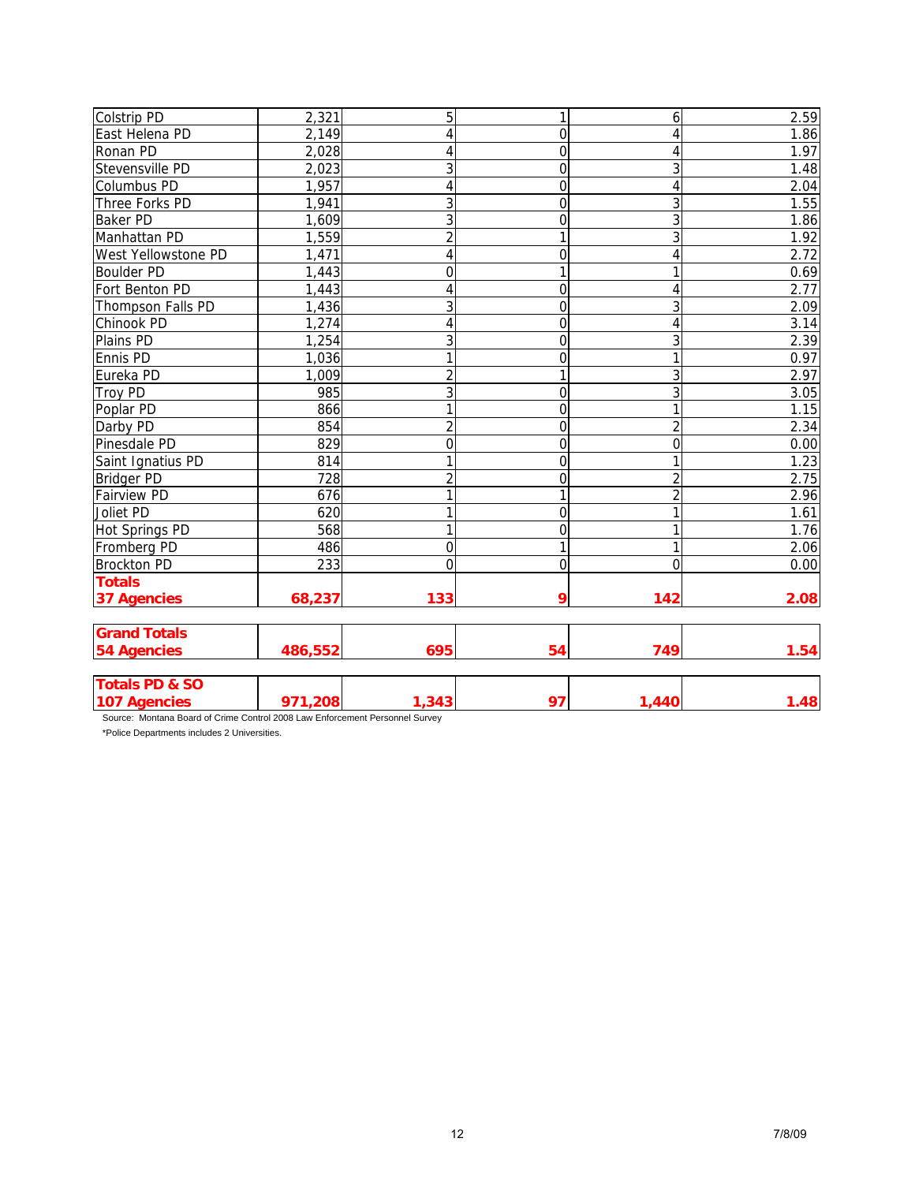| | | | | | |
|---|---|---|---|---|---|
| Colstrip PD | 2,321 | 5 | 1 | 6 | 2.59 |
| East Helena PD | 2,149 | 4 | 0 | 4 | 1.86 |
| Ronan PD | 2,028 | 4 | 0 | 4 | 1.97 |
| Stevensville PD | 2,023 | 3 | 0 | 3 | 1.48 |
| Columbus PD | 1,957 | 4 | 0 | 4 | 2.04 |
| Three Forks PD | 1,941 | 3 | 0 | 3 | 1.55 |
| Baker PD | 1,609 | 3 | 0 | 3 | 1.86 |
| Manhattan PD | 1,559 | 2 | 1 | 3 | 1.92 |
| West Yellowstone PD | 1,471 | 4 | 0 | 4 | 2.72 |
| Boulder PD | 1,443 | 0 | 1 | 1 | 0.69 |
| Fort Benton PD | 1,443 | 4 | 0 | 4 | 2.77 |
| Thompson Falls PD | 1,436 | 3 | 0 | 3 | 2.09 |
| Chinook PD | 1,274 | 4 | 0 | 4 | 3.14 |
| Plains PD | 1,254 | 3 | 0 | 3 | 2.39 |
| Ennis PD | 1,036 | 1 | 0 | 1 | 0.97 |
| Eureka PD | 1,009 | 2 | 1 | 3 | 2.97 |
| Troy PD | 985 | 3 | 0 | 3 | 3.05 |
| Poplar PD | 866 | 1 | 0 | 1 | 1.15 |
| Darby PD | 854 | 2 | 0 | 2 | 2.34 |
| Pinesdale PD | 829 | 0 | 0 | 0 | 0.00 |
| Saint Ignatius PD | 814 | 1 | 0 | 1 | 1.23 |
| Bridger PD | 728 | 2 | 0 | 2 | 2.75 |
| Fairview PD | 676 | 1 | 1 | 2 | 2.96 |
| Joliet PD | 620 | 1 | 0 | 1 | 1.61 |
| Hot Springs PD | 568 | 1 | 0 | 1 | 1.76 |
| Fromberg PD | 486 | 0 | 1 | 1 | 2.06 |
| Brockton PD | 233 | 0 | 0 | 0 | 0.00 |
| **Totals 37 Agencies** | **68,237** | **133** | **9** | **142** | **2.08** |
| **Grand Totals 54 Agencies** | **486,552** | **695** | **54** | **749** | **1.54** |
| **Totals PD & SO 107 Agencies** | **971,208** | **1,343** | **97** | **1,440** | **1.48** |

Source: Montana Board of Crime Control 2008 Law Enforcement Personnel Survey

*Police Departments includes 2 Universities.

7/8/09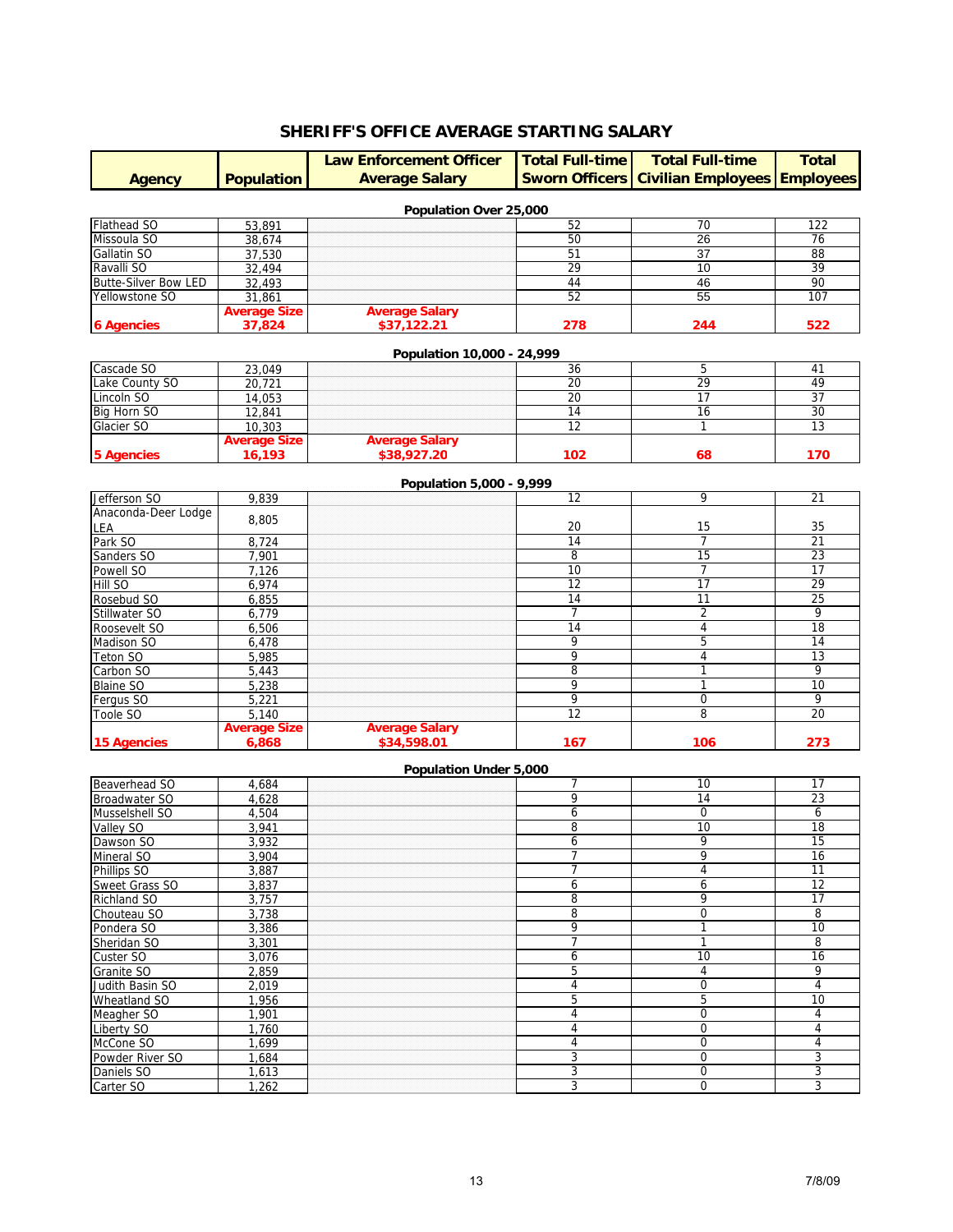# SHERIFF'S OFFICE AVERAGE STARTING SALARY

| Agency | Population | Law Enforcement Officer Average Salary | Total Full-time Sworn Officers | Total Full-time Civilian Employees | Total Employees |
|---|---|---|---|---|---|
| **Population Over 25,000** | | | | | |
| Flathead SO | 53,891 | | 52 | 70 | 122 |
| Missoula SO | 38,674 | | 50 | 26 | 76 |
| Gallatin SO | 37,530 | | 51 | 37 | 88 |
| Ravalli SO | 32,494 | | 29 | 10 | 39 |
| Butte-Silver Bow LED | 32,493 | | 44 | 46 | 90 |
| Yellowstone SO | 31,861 | | 52 | 55 | 107 |
| **6 Agencies** | **Average Size 37,824** | **Average Salary $37,122.21** | **278** | **244** | **522** |
| **Population 10,000 - 24,999** | | | | | |
| Cascade SO | 23,049 | | 36 | 5 | 41 |
| Lake County SO | 20,721 | | 20 | 29 | 49 |
| Lincoln SO | 14,053 | | 20 | 17 | 37 |
| Big Horn SO | 12,841 | | 14 | 16 | 30 |
| Glacier SO | 10,303 | | 12 | 1 | 13 |
| **5 Agencies** | **Average Size 16,193** | **Average Salary $38,927.20** | **102** | **68** | **170** |
| **Population 5,000 - 9,999** | | | | | |
| Jefferson SO | 9,839 | | 12 | 9 | 21 |
| Anaconda-Deer Lodge LEA | 8,805 | | 20 | 15 | 35 |
| Park SO | 8,724 | | 14 | 7 | 21 |
| Sanders SO | 7,901 | | 8 | 15 | 23 |
| Powell SO | 7,126 | | 10 | 7 | 17 |
| Hill SO | 6,974 | | 12 | 17 | 29 |
| Rosebud SO | 6,855 | | 14 | 11 | 25 |
| Stillwater SO | 6,779 | | 7 | 2 | 9 |
| Roosevelt SO | 6,506 | | 14 | 4 | 18 |
| Madison SO | 6,478 | | 9 | 5 | 14 |
| Teton SO | 5,985 | | 9 | 4 | 13 |
| Carbon SO | 5,443 | | 8 | 1 | 9 |
| Blaine SO | 5,238 | | 9 | 1 | 10 |
| Fergus SO | 5,221 | | 9 | 0 | 9 |
| Toole SO | 5,140 | | 12 | 8 | 20 |
| **15 Agencies** | **Average Size 6,868** | **Average Salary $34,598.01** | **167** | **106** | **273** |
| **Population Under 5,000** | | | | | |
| Beaverhead SO | 4,684 | | 7 | 10 | 17 |
| Broadwater SO | 4,628 | | 9 | 14 | 23 |
| Musselshell SO | 4,504 | | 6 | 0 | 6 |
| Valley SO | 3,941 | | 8 | 10 | 18 |
| Dawson SO | 3,932 | | 6 | 9 | 15 |
| Mineral SO | 3,904 | | 7 | 9 | 16 |
| Phillips SO | 3,887 | | 7 | 4 | 11 |
| Sweet Grass SO | 3,837 | | 6 | 6 | 12 |
| Richland SO | 3,757 | | 8 | 9 | 17 |
| Chouteau SO | 3,738 | | 8 | 0 | 8 |
| Pondera SO | 3,386 | | 9 | 1 | 10 |
| Sheridan SO | 3,301 | | 7 | 1 | 8 |
| Custer SO | 3,076 | | 6 | 10 | 16 |
| Granite SO | 2,859 | | 5 | 4 | 9 |
| Judith Basin SO | 2,019 | | 4 | 0 | 4 |
| Wheatland SO | 1,956 | | 5 | 5 | 10 |
| Meagher SO | 1,901 | | 4 | 0 | 4 |
| Liberty SO | 1,760 | | 4 | 0 | 4 |
| McCone SO | 1,699 | | 4 | 0 | 4 |
| Powder River SO | 1,684 | | 3 | 0 | 3 |
| Daniels SO | 1,613 | | 3 | 0 | 3 |
| Carter SO | 1,262 | | 3 | 0 | 3 |

7/8/09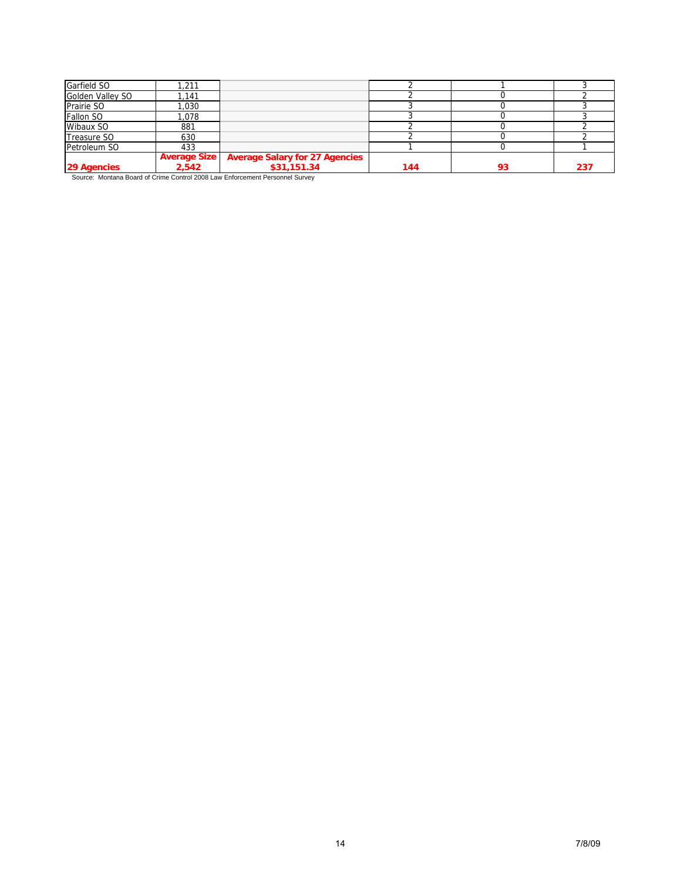| | | | | | |
|---|---|---|---|---|---|
| Garfield SO | 1,211 | | 2 | 1 | 3 |
| Golden Valley SO | 1,141 | | 2 | 0 | 2 |
| Prairie SO | 1,030 | | 3 | 0 | 3 |
| Fallon SO | 1,078 | | 3 | 0 | 3 |
| Wibaux SO | 881 | | 2 | 0 | 2 |
| Treasure SO | 630 | | 2 | 0 | 2 |
| Petroleum SO | 433 | | 1 | 0 | 1 |
| **29 Agencies** | **Average Size 2,542** | **Average Salary for 27 Agencies $31,151.34** | **144** | **93** | **237** |

Source: Montana Board of Crime Control 2008 Law Enforcement Personnel Survey

7/8/09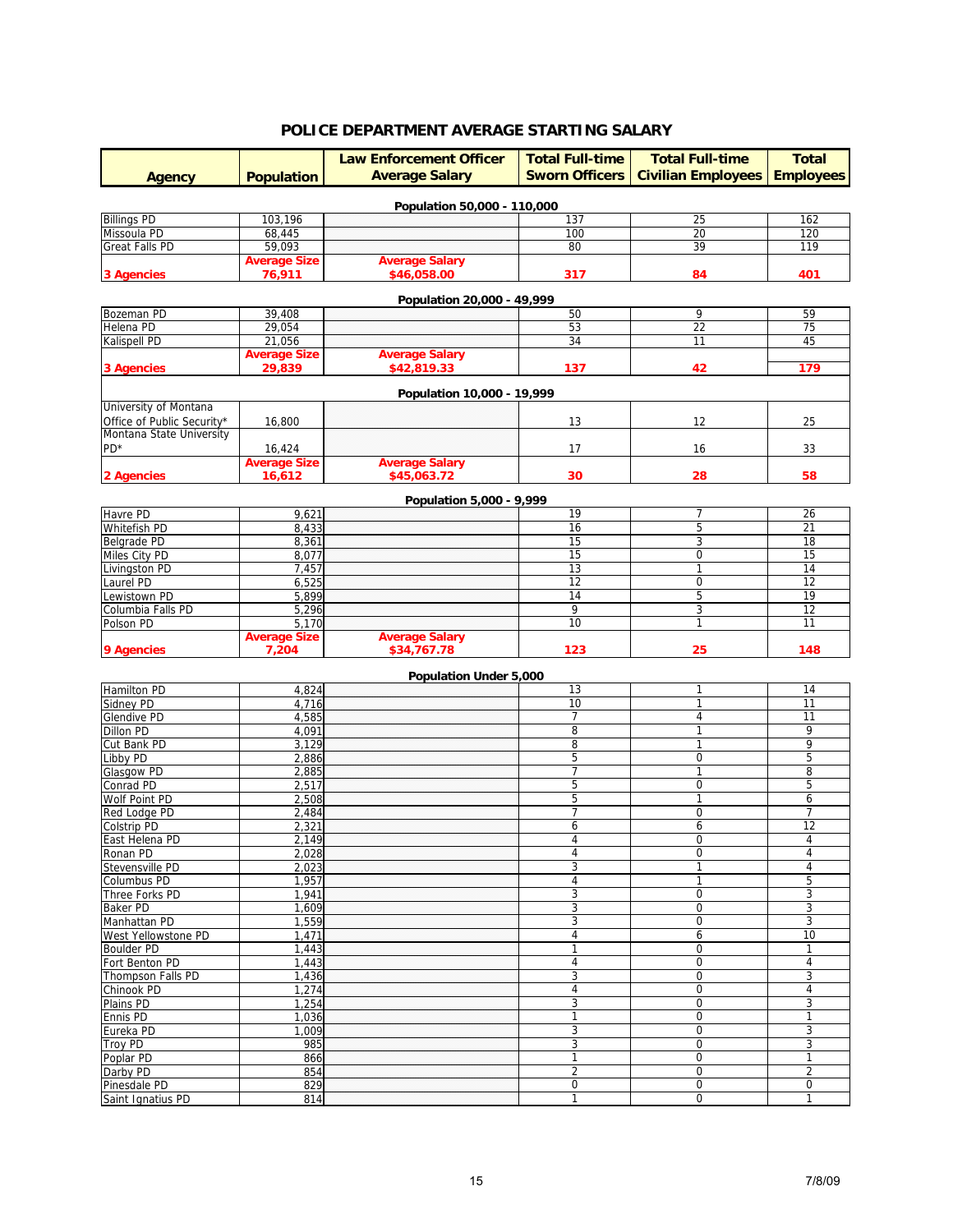# POLICE DEPARTMENT AVERAGE STARTING SALARY

| Agency | Population | Law Enforcement Officer Average Salary | Total Full-time Sworn Officers | Total Full-time Civilian Employees | Total Employees |
|---|---|---|---|---|---|
| **Population 50,000 - 110,000** | | | | | |
| Billings PD | 103,196 | | 137 | 25 | 162 |
| Missoula PD | 68,445 | | 100 | 20 | 120 |
| Great Falls PD | 59,093 | | 80 | 39 | 119 |
| **3 Agencies** | **Average Size 76,911** | **Average Salary $46,058.00** | **317** | **84** | **401** |
| **Population 20,000 - 49,999** | | | | | |
| Bozeman PD | 39,408 | | 50 | 9 | 59 |
| Helena PD | 29,054 | | 53 | 22 | 75 |
| Kalispell PD | 21,056 | | 34 | 11 | 45 |
| **3 Agencies** | **Average Size 29,839** | **Average Salary $42,819.33** | **137** | **42** | **179** |
| **Population 10,000 - 19,999** | | | | | |
| University of Montana Office of Public Security* | 16,800 | | 13 | 12 | 25 |
| Montana State University PD* | 16,424 | | 17 | 16 | 33 |
| **2 Agencies** | **Average Size 16,612** | **Average Salary $45,063.72** | **30** | **28** | **58** |
| **Population 5,000 - 9,999** | | | | | |
| Havre PD | 9,621 | | 19 | 7 | 26 |
| Whitefish PD | 8,433 | | 16 | 5 | 21 |
| Belgrade PD | 8,361 | | 15 | 3 | 18 |
| Miles City PD | 8,077 | | 15 | 0 | 15 |
| Livingston PD | 7,457 | | 13 | 1 | 14 |
| Laurel PD | 6,525 | | 12 | 0 | 12 |
| Lewistown PD | 5,899 | | 14 | 5 | 19 |
| Columbia Falls PD | 5,296 | | 9 | 3 | 12 |
| Polson PD | 5,170 | | 10 | 1 | 11 |
| **9 Agencies** | **Average Size 7,204** | **Average Salary $34,767.78** | **123** | **25** | **148** |
| **Population Under 5,000** | | | | | |
| Hamilton PD | 4,824 | | 13 | 1 | 14 |
| Sidney PD | 4,716 | | 10 | 1 | 11 |
| Glendive PD | 4,585 | | 7 | 4 | 11 |
| Dillon PD | 4,091 | | 8 | 1 | 9 |
| Cut Bank PD | 3,129 | | 8 | 1 | 9 |
| Libby PD | 2,886 | | 5 | 0 | 5 |
| Glasgow PD | 2,885 | | 7 | 1 | 8 |
| Conrad PD | 2,517 | | 5 | 0 | 5 |
| Wolf Point PD | 2,508 | | 5 | 1 | 6 |
| Red Lodge PD | 2,484 | | 7 | 0 | 7 |
| Colstrip PD | 2,321 | | 6 | 6 | 12 |
| East Helena PD | 2,149 | | 4 | 0 | 4 |
| Ronan PD | 2,028 | | 4 | 0 | 4 |
| Stevensville PD | 2,023 | | 3 | 1 | 4 |
| Columbus PD | 1,957 | | 4 | 1 | 5 |
| Three Forks PD | 1,941 | | 3 | 0 | 3 |
| Baker PD | 1,609 | | 3 | 0 | 3 |
| Manhattan PD | 1,559 | | 3 | 0 | 3 |
| West Yellowstone PD | 1,471 | | 4 | 6 | 10 |
| Boulder PD | 1,443 | | 1 | 0 | 1 |
| Fort Benton PD | 1,443 | | 4 | 0 | 4 |
| Thompson Falls PD | 1,436 | | 3 | 0 | 3 |
| Chinook PD | 1,274 | | 4 | 0 | 4 |
| Plains PD | 1,254 | | 3 | 0 | 3 |
| Ennis PD | 1,036 | | 1 | 0 | 1 |
| Eureka PD | 1,009 | | 3 | 0 | 3 |
| Troy PD | 985 | | 3 | 0 | 3 |
| Poplar PD | 866 | | 1 | 0 | 1 |
| Darby PD | 854 | | 2 | 0 | 2 |
| Pinesdale PD | 829 | | 0 | 0 | 0 |
| Saint Ignatius PD | 814 | | 1 | 0 | 1 |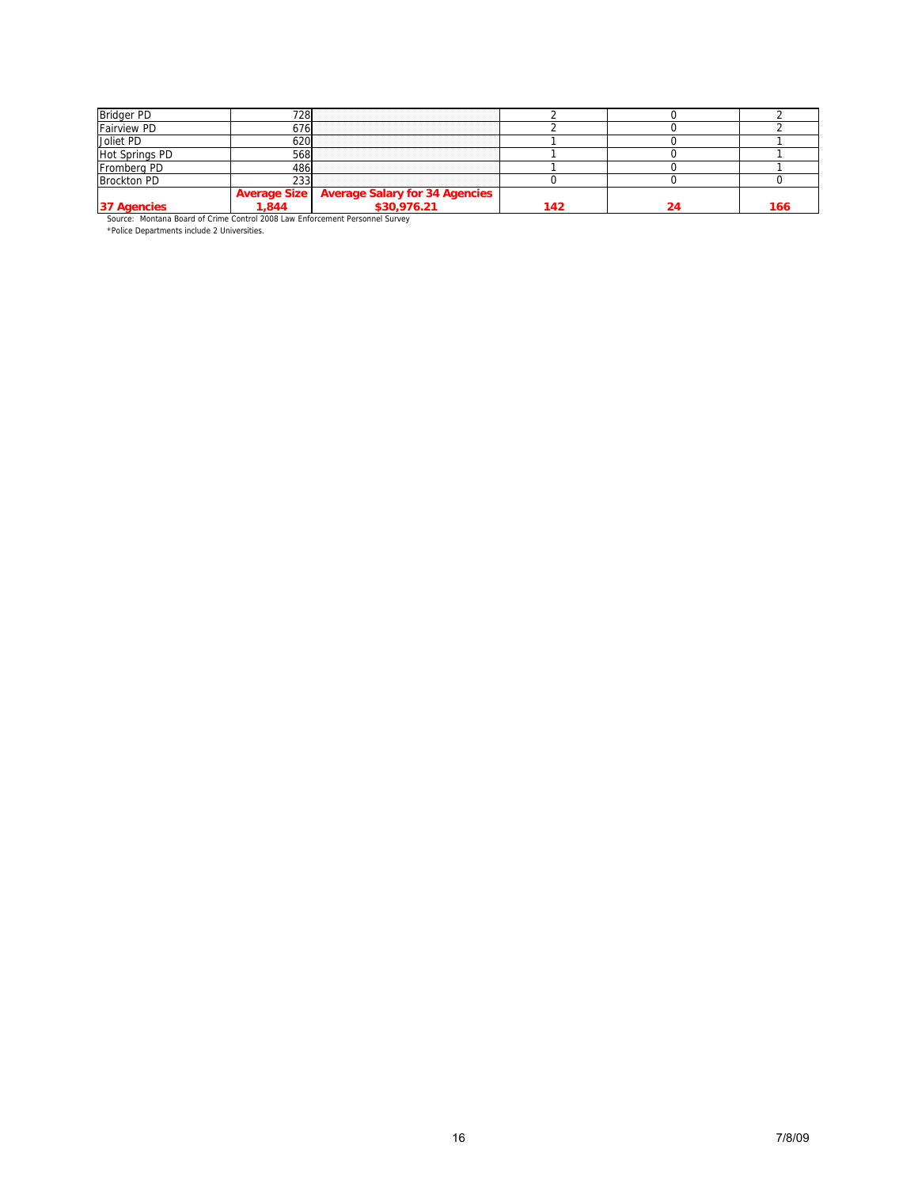| | | | | | |
|---|---|---|---|---|---|
| Bridger PD | 728 | | 2 | 0 | 2 |
| Fairview PD | 676 | | 2 | 0 | 2 |
| Joliet PD | 620 | | 1 | 0 | 1 |
| Hot Springs PD | 568 | | 1 | 0 | 1 |
| Fromberg PD | 486 | | 1 | 0 | 1 |
| Brockton PD | 233 | | 0 | 0 | 0 |
| **37 Agencies** | **Average Size 1,844** | **Average Salary for 34 Agencies $30,976.21** | **142** | **24** | **166** |

Source: Montana Board of Crime Control 2008 Law Enforcement Personnel Survey

*Police Departments include 2 Universities.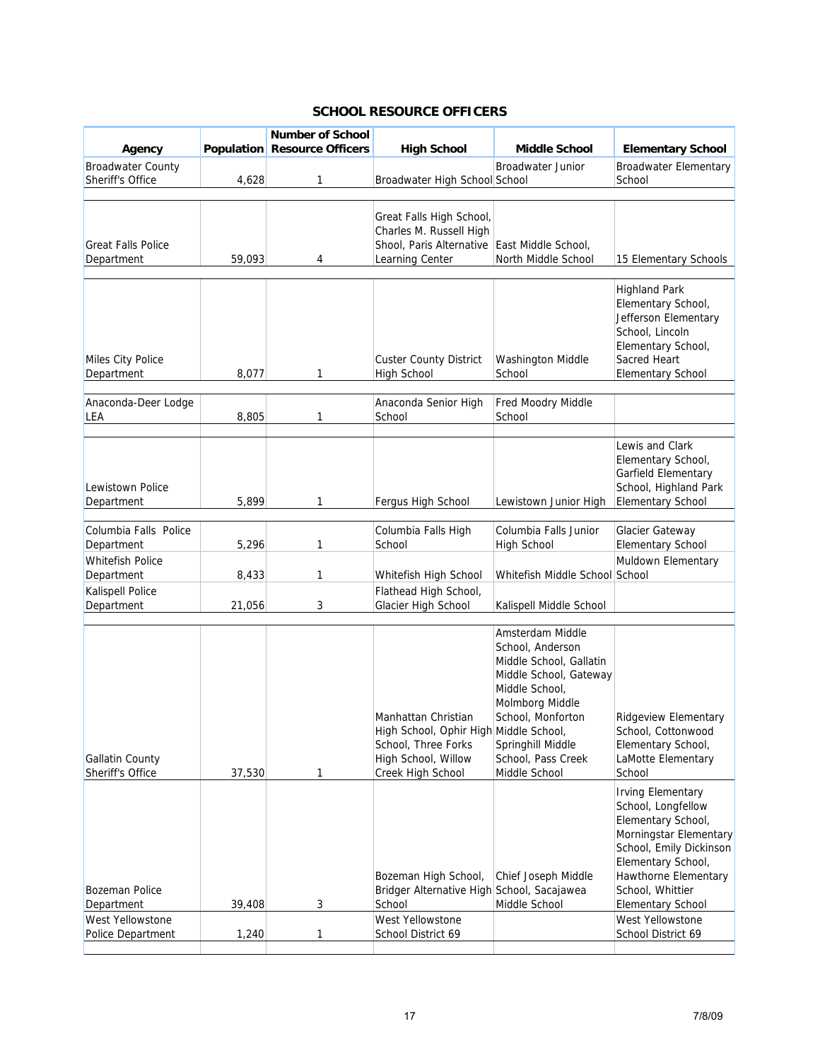## SCHOOL RESOURCE OFFICERS

| Agency | Population | Number of School Resource Officers | High School | Middle School | Elementary School |
|---|---|---|---|---|---|
| Broadwater County Sheriff's Office | 4,628 | 1 | Broadwater High School | Broadwater Junior School | Broadwater Elementary School |
| Great Falls Police Department | 59,093 | 4 | Great Falls High School, Charles M. Russell High Shool, Paris Alternative Learning Center | East Middle School, North Middle School | 15 Elementary Schools |
| Miles City Police Department | 8,077 | 1 | Custer County District High School | Washington Middle School | Highland Park Elementary School, Jefferson Elementary School, Lincoln Elementary School, Sacred Heart Elementary School |
| Anaconda-Deer Lodge LEA | 8,805 | 1 | Anaconda Senior High School | Fred Moody Middle School | |
| Lewistown Police Department | 5,899 | 1 | Fergus High School | Lewistown Junior High | Lewis and Clark Elementary School, Garfield Elementary School, Highland Park Elementary School |
| Columbia Falls Police Department | 5,296 | 1 | Columbia Falls High School | Columbia Falls Junior High School | Glacier Gateway Elementary School |
| Whitefish Police Department | 8,433 | 1 | Whitefish High School | Whitefish Middle School | Muldown Elementary School |
| Kalispell Police Department | 21,056 | 3 | Flathead High School, Glacier High School | Kalispell Middle School | |
| Gallatin County Sheriff's Office | 37,530 | 1 | Manhattan Christian High School, Ophir High School, Three Forks High School, Willow Creek High School | Amsterdam Middle School, Anderson Middle School, Gallatin Middle School, Gateway Middle School, Molmborg Middle School, Monforton Middle School, Springhill Middle School, Pass Creek Middle School | Ridgeview Elementary School, Cottonwood Elementary School, LaMotte Elementary School |
| Bozeman Police Department | 39,408 | 3 | Bozeman High School, Bridger Alternative High School | Chief Joseph Middle School, Sacajawea Middle School | Irving Elementary School, Longfellow Elementary School, Morningstar Elementary School, Emily Dickinson Elementary School, Hawthorne Elementary School, Whittier Elementary School |
| West Yellowstone Police Department | 1,240 | 1 | West Yellowstone School District 69 | | West Yellowstone School District 69 |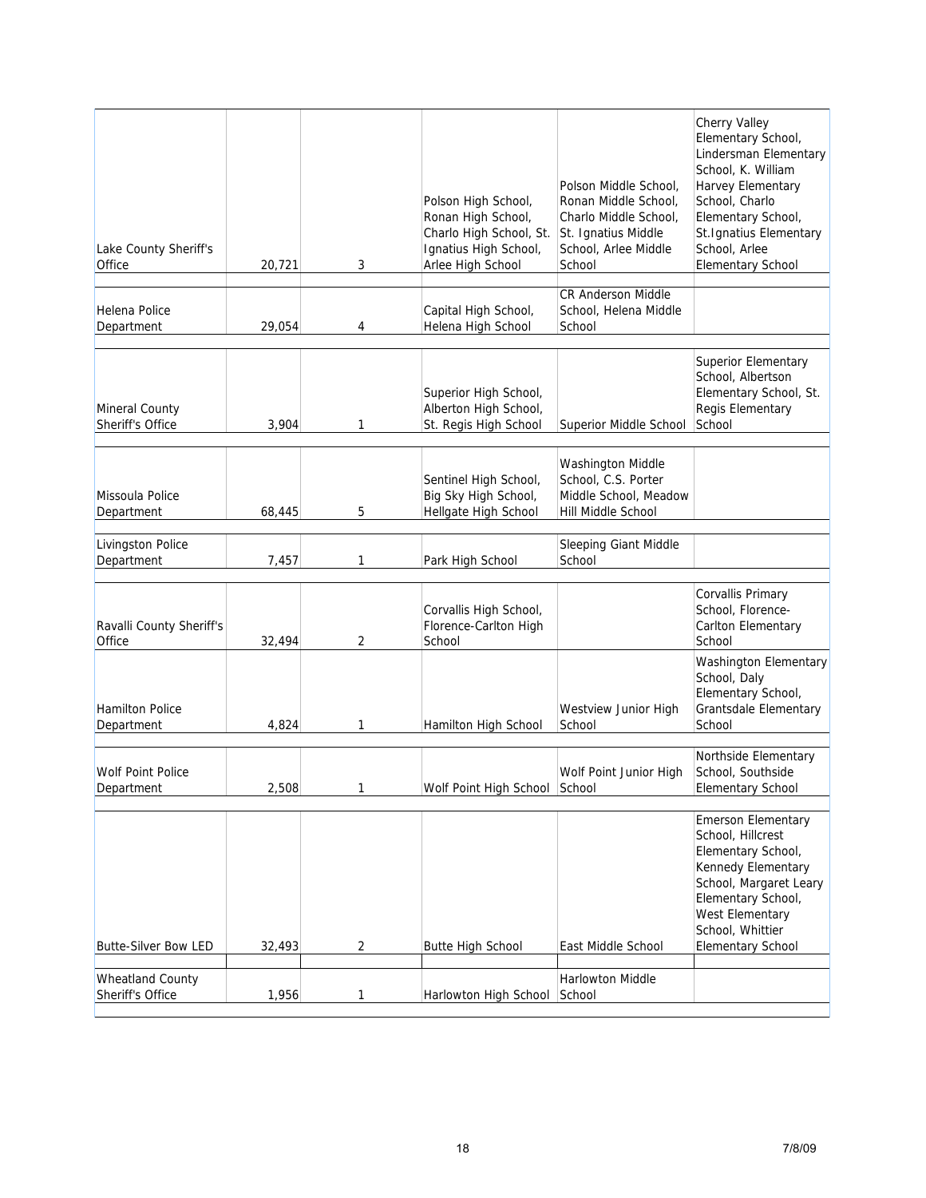| | | | | | |
|---|---|---|---|---|---|
| Lake County Sheriff's Office | 20,721 | 3 | Polson High School, Ronan High School, Charlo High School, St. Ignatius High School, Arlee High School | Polson Middle School, Ronan Middle School, Charlo Middle School, St. Ignatius Middle School, Arlee Middle School | Cherry Valley Elementary School, Lindersman Elementary School, K. William Harvey Elementary School, Charlo Elementary School, St.Ignatius Elementary School, Arlee Elementary School |
| Helena Police Department | 29,054 | 4 | Capital High School, Helena High School | CR Anderson Middle School, Helena Middle School | |
| Mineral County Sheriff's Office | 3,904 | 1 | Superior High School, Alberton High School, St. Regis High School | Superior Middle School | Superior Elementary School, Albertson Elementary School, St. Regis Elementary School |
| Missoula Police Department | 68,445 | 5 | Sentinel High School, Big Sky High School, Hellgate High School | Washington Middle School, C.S. Porter Middle School, Meadow Hill Middle School | |
| Livingston Police Department | 7,457 | 1 | Park High School | Sleeping Giant Middle School | |
| Ravalli County Sheriff's Office | 32,494 | 2 | Corvallis High School, Florence-Carlton High School | | Corvallis Primary School, Florence-Carlton Elementary School |
| Hamilton Police Department | 4,824 | 1 | Hamilton High School | Westview Junior High School | Washington Elementary School, Daly Elementary School, Grantsdale Elementary School |
| Wolf Point Police Department | 2,508 | 1 | Wolf Point High School | Wolf Point Junior High School | Northside Elementary School, Southside Elementary School |
| Butte-Silver Bow LED | 32,493 | 2 | Butte High School | East Middle School | Emerson Elementary School, Hillcrest Elementary School, Kennedy Elementary School, Margaret Leary Elementary School, West Elementary School, Whittier Elementary School |
| Wheatland County Sheriff's Office | 1,956 | 1 | Harlowton High School | Harlowton Middle School | |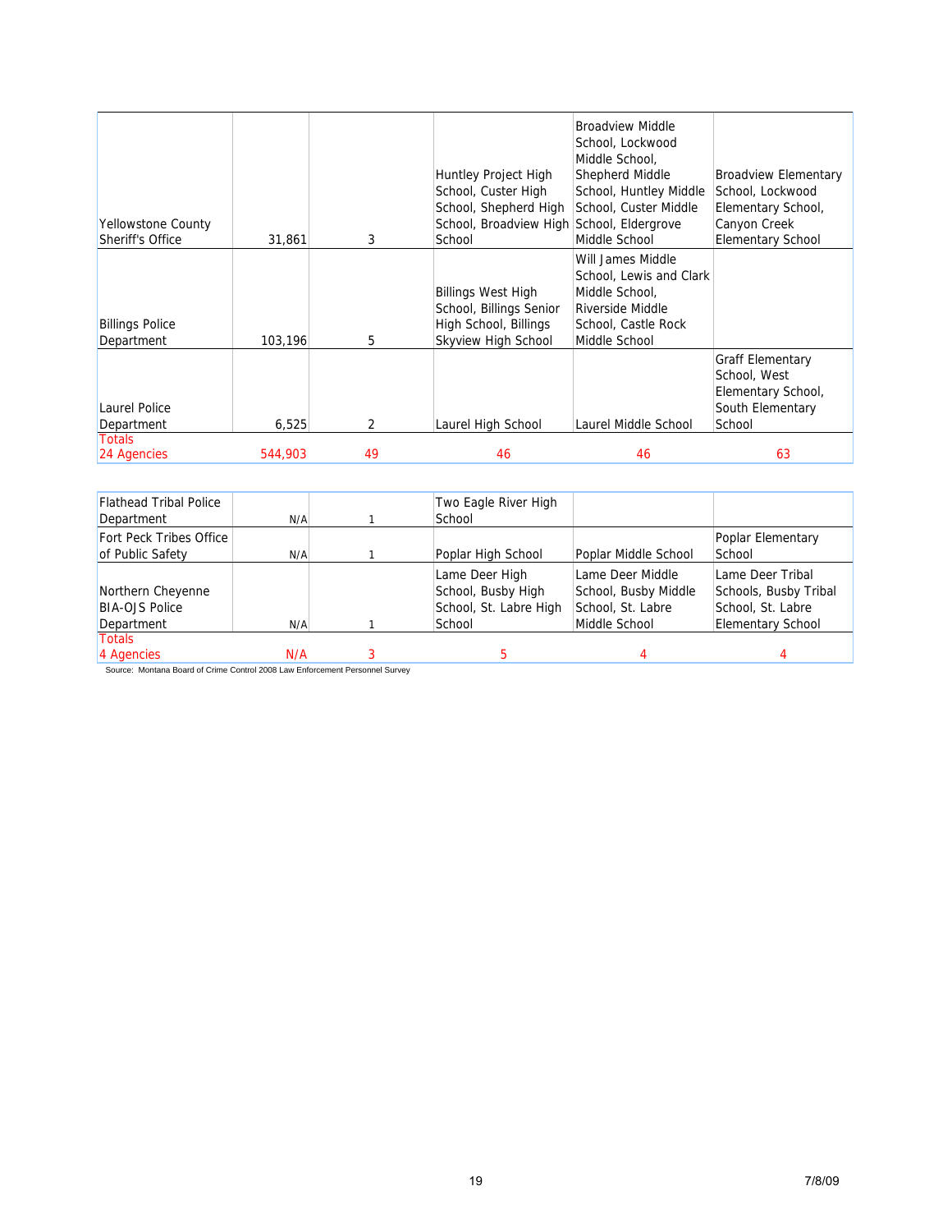| | | | | | |
|---|---|---|---|---|---|
| Yellowstone County Sheriff's Office | 31,861 | 3 | Huntley Project High School, Custer High School, Shepherd High School, Broadview High School | Broadview Middle School, Lockwood Middle School, Shepherd Middle School, Huntley Middle School, Custer Middle School, Eldergrove Middle School | Broadview Elementary School, Lockwood Elementary School, Canyon Creek Elementary School |
| Billings Police Department | 103,196 | 5 | Billings West High School, Billings Senior High School, Billings Skyview High School | Will James Middle School, Lewis and Clark Middle School, Riverside Middle School, Castle Rock Middle School | |
| Laurel Police Department | 6,525 | 2 | Laurel High School | Laurel Middle School | Graff Elementary School, West Elementary School, South Elementary School |
| Totals 24 Agencies | 544,903 | 49 | 46 | 46 | 63 |

| | | | | | |
|---|---|---|---|---|---|
| Flathead Tribal Police Department | N/A | 1 | Two Eagle River High School | | |
| Fort Peck Tribes Office of Public Safety | N/A | 1 | Poplar High School | Poplar Middle School | Poplar Elementary School |
| Northern Cheyenne BIA-OJS Police Department | N/A | 1 | Lame Deer High School, Busby High School, St. Labre High School | Lame Deer Middle School, Busby Middle School, St. Labre Middle School | Lame Deer Tribal Schools, Busby Tribal School, St. Labre Elementary School |
| Totals 4 Agencies | N/A | 3 | 5 | 4 | 4 |

Source: Montana Board of Crime Control 2008 Law Enforcement Personnel Survey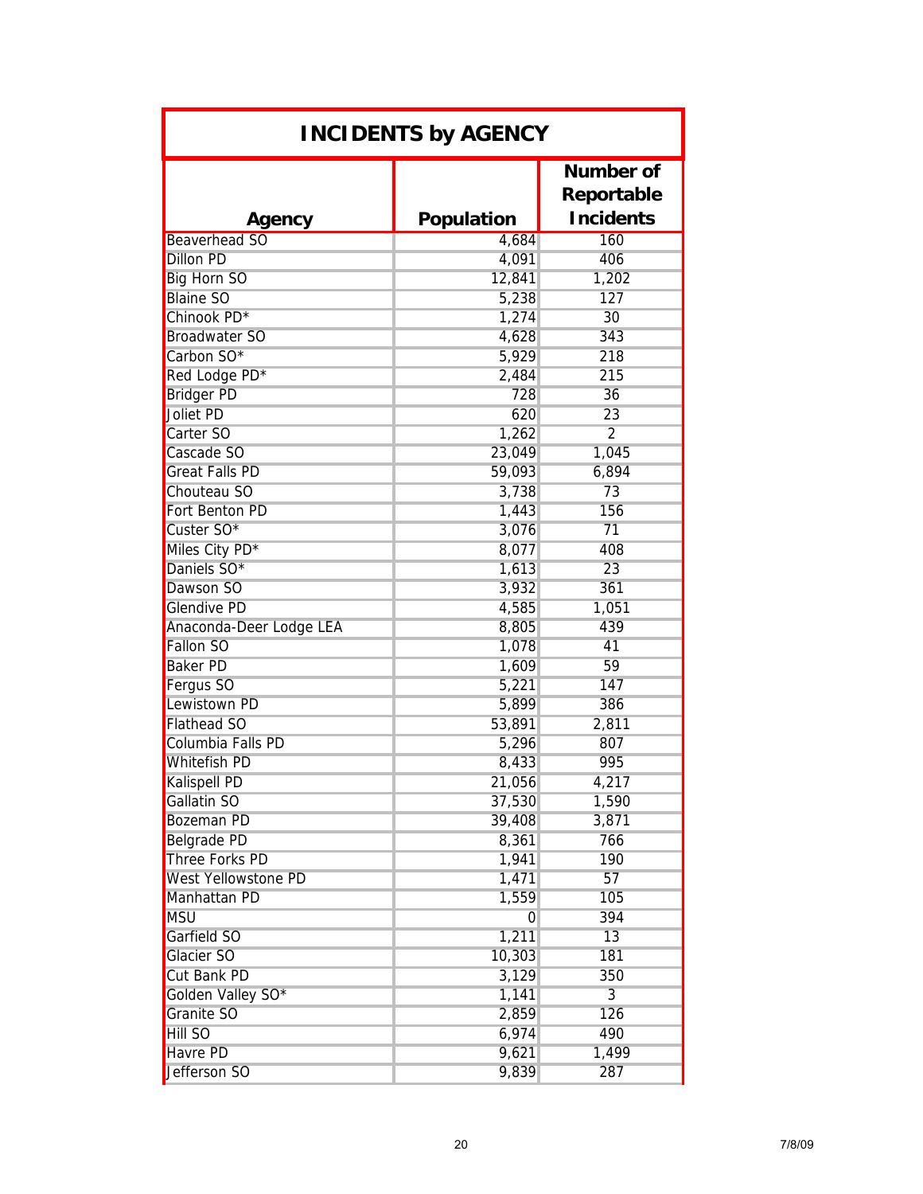| INCIDENTS by AGENCY | | |
|---|---|---|
| **Agency** | **Population** | **Number of Reportable Incidents** |
| Beaverhead SO | 4,684 | 160 |
| Dillon PD | 4,091 | 406 |
| Big Horn SO | 12,841 | 1,202 |
| Blaine SO | 5,238 | 127 |
| Chinook PD* | 1,274 | 30 |
| Broadwater SO | 4,628 | 343 |
| Carbon SO* | 5,929 | 218 |
| Red Lodge PD* | 2,484 | 215 |
| Bridger PD | 728 | 36 |
| Joliet PD | 620 | 23 |
| Carter SO | 1,262 | 2 |
| Cascade SO | 23,049 | 1,045 |
| Great Falls PD | 59,093 | 6,894 |
| Chouteau SO | 3,738 | 73 |
| Fort Benton PD | 1,443 | 156 |
| Custer SO* | 3,076 | 71 |
| Miles City PD* | 8,077 | 408 |
| Daniels SO* | 1,613 | 23 |
| Dawson SO | 3,932 | 361 |
| Glendive PD | 4,585 | 1,051 |
| Anaconda-Deer Lodge LEA | 8,805 | 439 |
| Fallon SO | 1,078 | 41 |
| Baker PD | 1,609 | 59 |
| Fergus SO | 5,221 | 147 |
| Lewistown PD | 5,899 | 386 |
| Flathead SO | 53,891 | 2,811 |
| Columbia Falls PD | 5,296 | 807 |
| Whitefish PD | 8,433 | 995 |
| Kalispell PD | 21,056 | 4,217 |
| Gallatin SO | 37,530 | 1,590 |
| Bozeman PD | 39,408 | 3,871 |
| Belgrade PD | 8,361 | 766 |
| Three Forks PD | 1,941 | 190 |
| West Yellowstone PD | 1,471 | 57 |
| Manhattan PD | 1,559 | 105 |
| MSU | 0 | 394 |
| Garfield SO | 1,211 | 13 |
| Glacier SO | 10,303 | 181 |
| Cut Bank PD | 3,129 | 350 |
| Golden Valley SO* | 1,141 | 3 |
| Granite SO | 2,859 | 126 |
| Hill SO | 6,974 | 490 |
| Havre PD | 9,621 | 1,499 |
| Jefferson SO | 9,839 | 287 |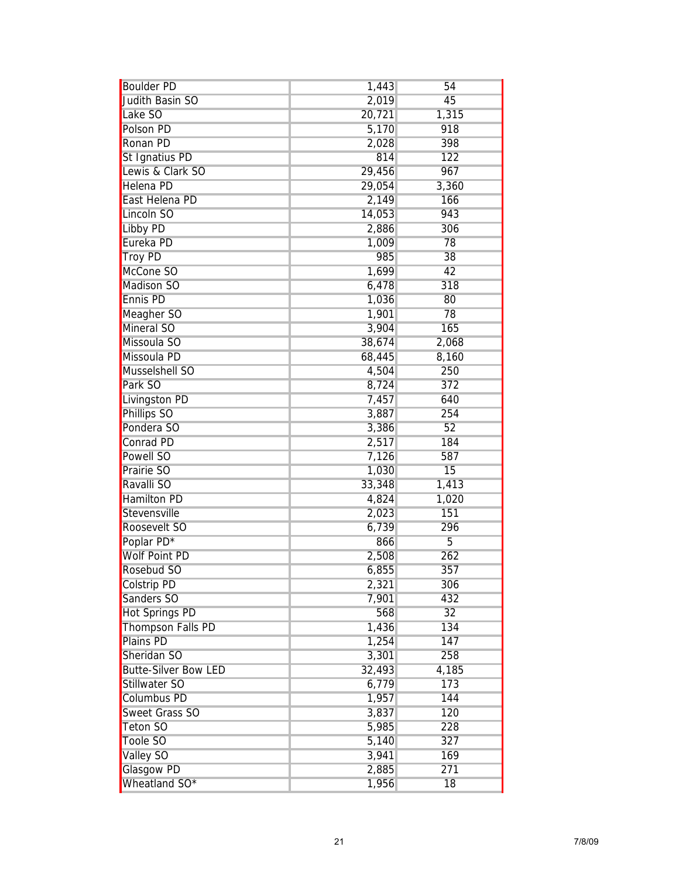| | | |
|---|---|---|
| Boulder PD | 1,443 | 54 |
| Judith Basin SO | 2,019 | 45 |
| Lake SO | 20,721 | 1,315 |
| Polson PD | 5,170 | 918 |
| Ronan PD | 2,028 | 398 |
| St Ignatius PD | 814 | 122 |
| Lewis & Clark SO | 29,456 | 967 |
| Helena PD | 29,054 | 3,360 |
| East Helena PD | 2,149 | 166 |
| Lincoln SO | 14,053 | 943 |
| Libby PD | 2,886 | 306 |
| Eureka PD | 1,009 | 78 |
| Troy PD | 985 | 38 |
| McCone SO | 1,699 | 42 |
| Madison SO | 6,478 | 318 |
| Ennis PD | 1,036 | 80 |
| Meagher SO | 1,901 | 78 |
| Mineral SO | 3,904 | 165 |
| Missoula SO | 38,674 | 2,068 |
| Missoula PD | 68,445 | 8,160 |
| Musselshell SO | 4,504 | 250 |
| Park SO | 8,724 | 372 |
| Livingston PD | 7,457 | 640 |
| Phillips SO | 3,887 | 254 |
| Pondera SO | 3,386 | 52 |
| Conrad PD | 2,517 | 184 |
| Powell SO | 7,126 | 587 |
| Prairie SO | 1,030 | 15 |
| Ravalli SO | 33,348 | 1,413 |
| Hamilton PD | 4,824 | 1,020 |
| Stevensville | 2,023 | 151 |
| Roosevelt SO | 6,739 | 296 |
| Poplar PD* | 866 | 5 |
| Wolf Point PD | 2,508 | 262 |
| Rosebud SO | 6,855 | 357 |
| Colstrip PD | 2,321 | 306 |
| Sanders SO | 7,901 | 432 |
| Hot Springs PD | 568 | 32 |
| Thompson Falls PD | 1,436 | 134 |
| Plains PD | 1,254 | 147 |
| Sheridan SO | 3,301 | 258 |
| Butte-Silver Bow LED | 32,493 | 4,185 |
| Stillwater SO | 6,779 | 173 |
| Columbus PD | 1,957 | 144 |
| Sweet Grass SO | 3,837 | 120 |
| Teton SO | 5,985 | 228 |
| Toole SO | 5,140 | 327 |
| Valley SO | 3,941 | 169 |
| Glasgow PD | 2,885 | 271 |
| Wheatland SO* | 1,956 | 18 |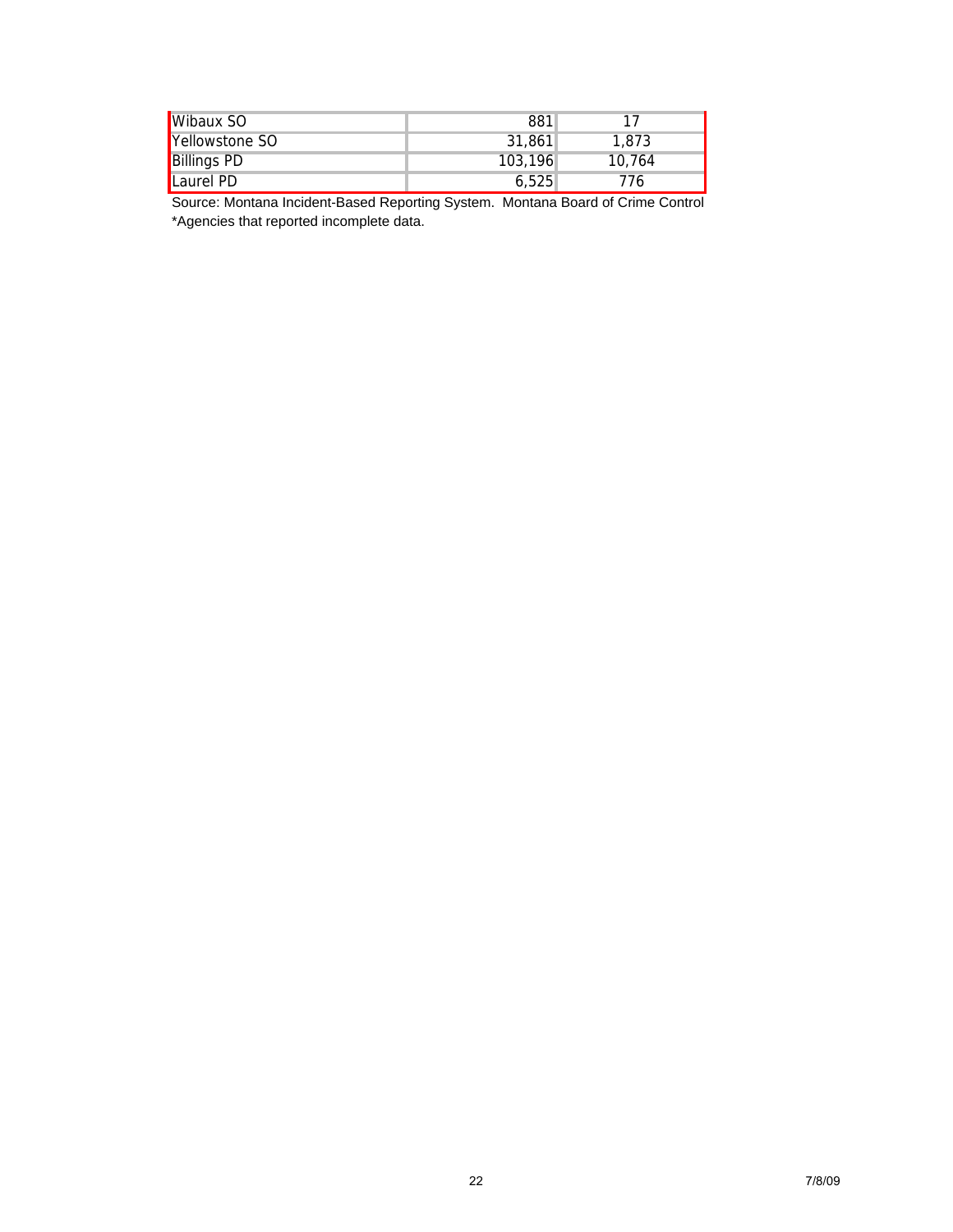| | | |
|---|---|---|
| Wibaux SO | 881 | 17 |
| Yellowstone SO | 31,861 | 1,873 |
| Billings PD | 103,196 | 10,764 |
| Laurel PD | 6,525 | 776 |

Source: Montana Incident-Based Reporting System. Montana Board of Crime Control

*Agencies that reported incomplete data.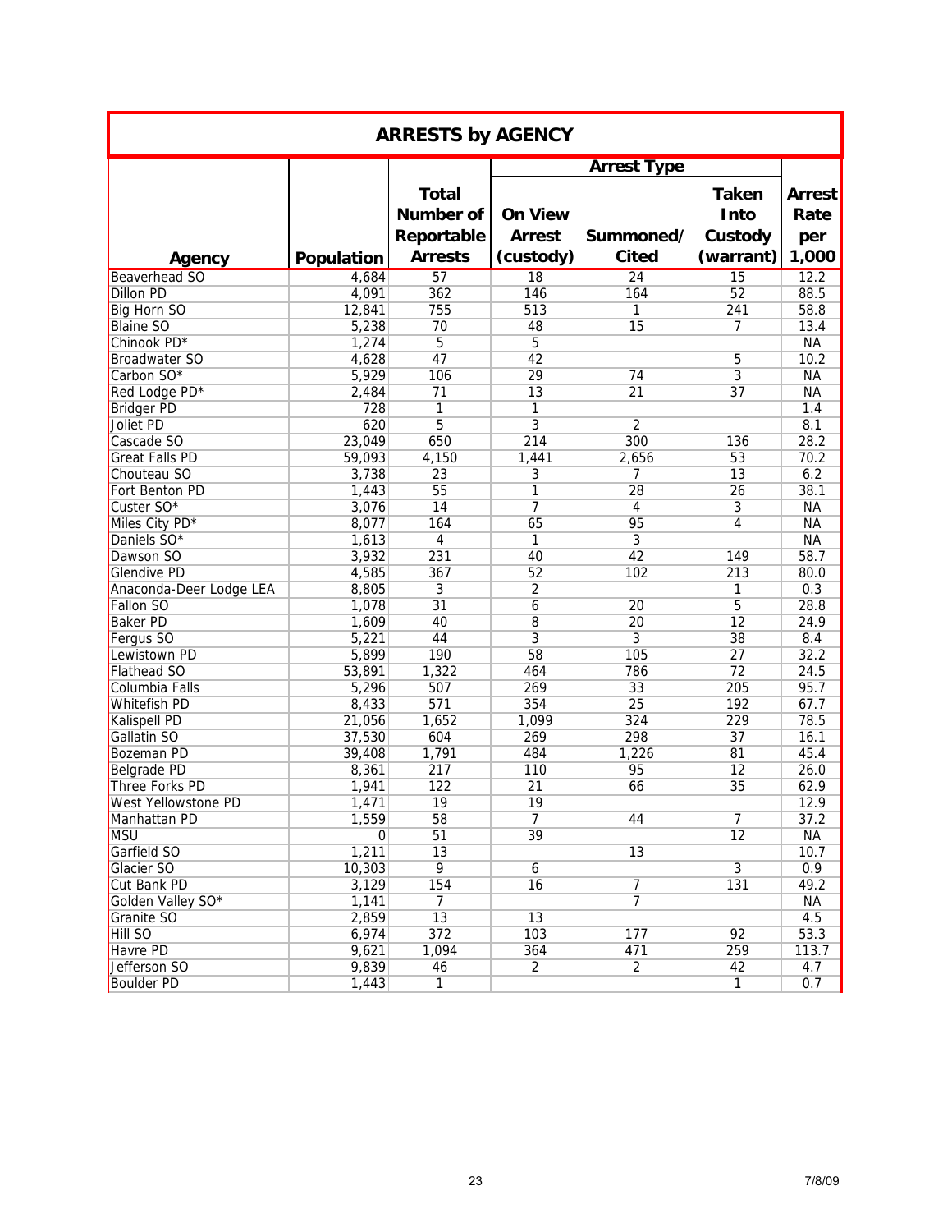## ARRESTS by AGENCY

| Agency | Population | Total Number of Reportable Arrests | Arrest Type | | | Arrest Rate per 1,000 |
|---|---|---|---|---|---|---|
| | | | On View Arrest (custody) | Summoned/ Cited | Taken Into Custody (warrant) | |
| Beaverhead SO | 4,684 | 57 | 18 | 24 | 15 | 12.2 |
| Dillon PD | 4,091 | 362 | 146 | 164 | 52 | 88.5 |
| Big Horn SO | 12,841 | 755 | 513 | 1 | 241 | 58.8 |
| Blaine SO | 5,238 | 70 | 48 | 15 | 7 | 13.4 |
| Chinook PD* | 1,274 | 5 | 5 | | | NA |
| Broadwater SO | 4,628 | 47 | 42 | | 5 | 10.2 |
| Carbon SO* | 5,929 | 106 | 29 | 74 | 3 | NA |
| Red Lodge PD* | 2,484 | 71 | 13 | 21 | 37 | NA |
| Bridger PD | 728 | 1 | 1 | | | 1.4 |
| Joliet PD | 620 | 5 | 3 | 2 | | 8.1 |
| Cascade SO | 23,049 | 650 | 214 | 300 | 136 | 28.2 |
| Great Falls PD | 59,093 | 4,150 | 1,441 | 2,656 | 53 | 70.2 |
| Chouteau SO | 3,738 | 23 | 3 | 7 | 13 | 6.2 |
| Fort Benton PD | 1,443 | 55 | 1 | 28 | 26 | 38.1 |
| Custer SO* | 3,076 | 14 | 7 | 4 | 3 | NA |
| Miles City PD* | 8,077 | 164 | 65 | 95 | 4 | NA |
| Daniels SO* | 1,613 | 4 | 1 | 3 | | NA |
| Dawson SO | 3,932 | 231 | 40 | 42 | 149 | 58.7 |
| Glendive PD | 4,585 | 367 | 52 | 102 | 213 | 80.0 |
| Anaconda-Deer Lodge LEA | 8,805 | 3 | 2 | | 1 | 0.3 |
| Fallon SO | 1,078 | 31 | 6 | 20 | 5 | 28.8 |
| Baker PD | 1,609 | 40 | 8 | 20 | 12 | 24.9 |
| Fergus SO | 5,221 | 44 | 3 | 3 | 38 | 8.4 |
| Lewistown PD | 5,899 | 190 | 58 | 105 | 27 | 32.2 |
| Flathead SO | 53,891 | 1,322 | 464 | 786 | 72 | 24.5 |
| Columbia Falls | 5,296 | 507 | 269 | 33 | 205 | 95.7 |
| Whitefish PD | 8,433 | 571 | 354 | 25 | 192 | 67.7 |
| Kalispell PD | 21,056 | 1,652 | 1,099 | 324 | 229 | 78.5 |
| Gallatin SO | 37,530 | 604 | 269 | 298 | 37 | 16.1 |
| Bozeman PD | 39,408 | 1,791 | 484 | 1,226 | 81 | 45.4 |
| Belgrade PD | 8,361 | 217 | 110 | 95 | 12 | 26.0 |
| Three Forks PD | 1,941 | 122 | 21 | 66 | 35 | 62.9 |
| West Yellowstone PD | 1,471 | 19 | 19 | | | 12.9 |
| Manhattan PD | 1,559 | 58 | 7 | 44 | 7 | 37.2 |
| MSU | 0 | 51 | 39 | | 12 | NA |
| Garfield SO | 1,211 | 13 | | 13 | | 10.7 |
| Glacier SO | 10,303 | 9 | 6 | | 3 | 0.9 |
| Cut Bank PD | 3,129 | 154 | 16 | 7 | 131 | 49.2 |
| Golden Valley SO* | 1,141 | 7 | | 7 | | NA |
| Granite SO | 2,859 | 13 | 13 | | | 4.5 |
| Hill SO | 6,974 | 372 | 103 | 177 | 92 | 53.3 |
| Havre PD | 9,621 | 1,094 | 364 | 471 | 259 | 113.7 |
| Jefferson SO | 9,839 | 46 | 2 | 2 | 42 | 4.7 |
| Boulder PD | 1,443 | 1 | | | 1 | 0.7 |

7/8/09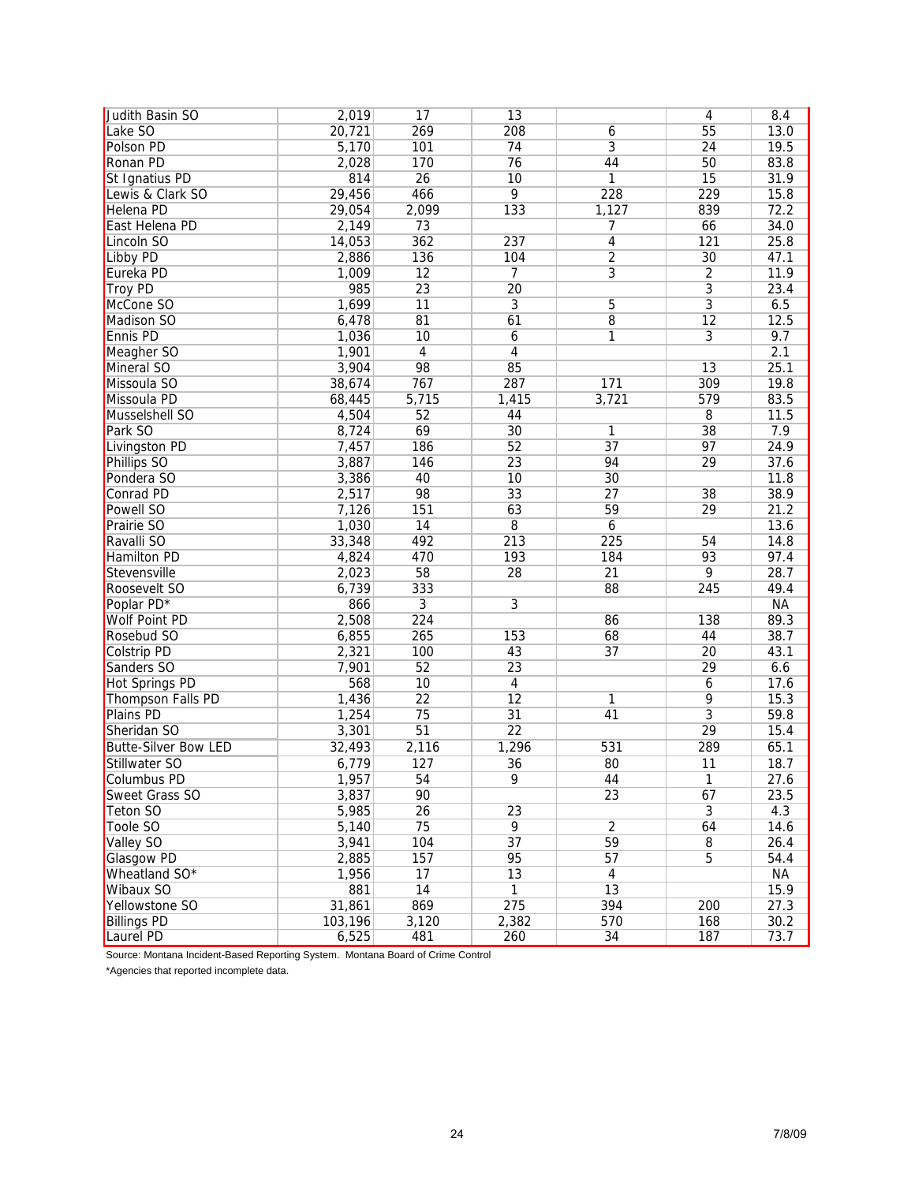| | | | | | | |
|---|---|---|---|---|---|---|
| Judith Basin SO | 2,019 | 17 | 13 | | 4 | 8.4 |
| Lake SO | 20,721 | 269 | 208 | 6 | 55 | 13.0 |
| Polson PD | 5,170 | 101 | 74 | 3 | 24 | 19.5 |
| Ronan PD | 2,028 | 170 | 76 | 44 | 50 | 83.8 |
| St Ignatius PD | 814 | 26 | 10 | 1 | 15 | 31.9 |
| Lewis & Clark SO | 29,456 | 466 | 9 | 228 | 229 | 15.8 |
| Helena PD | 29,054 | 2,099 | 133 | 1,127 | 839 | 72.2 |
| East Helena PD | 2,149 | 73 | | 7 | 66 | 34.0 |
| Lincoln SO | 14,053 | 362 | 237 | 4 | 121 | 25.8 |
| Libby PD | 2,886 | 136 | 104 | 2 | 30 | 47.1 |
| Eureka PD | 1,009 | 12 | 7 | 3 | 2 | 11.9 |
| Troy PD | 985 | 23 | 20 | | 3 | 23.4 |
| McCone SO | 1,699 | 11 | 3 | 5 | 3 | 6.5 |
| Madison SO | 6,478 | 81 | 61 | 8 | 12 | 12.5 |
| Ennis PD | 1,036 | 10 | 6 | 1 | 3 | 9.7 |
| Meagher SO | 1,901 | 4 | 4 | | | 2.1 |
| Mineral SO | 3,904 | 98 | 85 | | 13 | 25.1 |
| Missoula SO | 38,674 | 767 | 287 | 171 | 309 | 19.8 |
| Missoula PD | 68,445 | 5,715 | 1,415 | 3,721 | 579 | 83.5 |
| Musselshell SO | 4,504 | 52 | 44 | | 8 | 11.5 |
| Park SO | 8,724 | 69 | 30 | 1 | 38 | 7.9 |
| Livingston PD | 7,457 | 186 | 52 | 37 | 97 | 24.9 |
| Phillips SO | 3,887 | 146 | 23 | 94 | 29 | 37.6 |
| Pondera SO | 3,386 | 40 | 10 | 30 | | 11.8 |
| Conrad PD | 2,517 | 98 | 33 | 27 | 38 | 38.9 |
| Powell SO | 7,126 | 151 | 63 | 59 | 29 | 21.2 |
| Prairie SO | 1,030 | 14 | 8 | 6 | | 13.6 |
| Ravalli SO | 33,348 | 492 | 213 | 225 | 54 | 14.8 |
| Hamilton PD | 4,824 | 470 | 193 | 184 | 93 | 97.4 |
| Stevensville | 2,023 | 58 | 28 | 21 | 9 | 28.7 |
| Roosevelt SO | 6,739 | 333 | | 88 | 245 | 49.4 |
| Poplar PD* | 866 | 3 | 3 | | | NA |
| Wolf Point PD | 2,508 | 224 | | 86 | 138 | 89.3 |
| Rosebud SO | 6,855 | 265 | 153 | 68 | 44 | 38.7 |
| Colstrip PD | 2,321 | 100 | 43 | 37 | 20 | 43.1 |
| Sanders SO | 7,901 | 52 | 23 | | 29 | 6.6 |
| Hot Springs PD | 568 | 10 | 4 | | 6 | 17.6 |
| Thompson Falls PD | 1,436 | 22 | 12 | 1 | 9 | 15.3 |
| Plains PD | 1,254 | 75 | 31 | 41 | 3 | 59.8 |
| Sheridan SO | 3,301 | 51 | 22 | | 29 | 15.4 |
| Butte-Silver Bow LED | 32,493 | 2,116 | 1,296 | 531 | 289 | 65.1 |
| Stillwater SO | 6,779 | 127 | 36 | 80 | 11 | 18.7 |
| Columbus PD | 1,957 | 54 | 9 | 44 | 1 | 27.6 |
| Sweet Grass SO | 3,837 | 90 | | 23 | 67 | 23.5 |
| Teton SO | 5,985 | 26 | 23 | | 3 | 4.3 |
| Toole SO | 5,140 | 75 | 9 | 2 | 64 | 14.6 |
| Valley SO | 3,941 | 104 | 37 | 59 | 8 | 26.4 |
| Glasgow PD | 2,885 | 157 | 95 | 57 | 5 | 54.4 |
| Wheatland SO* | 1,956 | 17 | 13 | 4 | | NA |
| Wibaux SO | 881 | 14 | 1 | 13 | | 15.9 |
| Yellowstone SO | 31,861 | 869 | 275 | 394 | 200 | 27.3 |
| Billings PD | 103,196 | 3,120 | 2,382 | 570 | 168 | 30.2 |
| Laurel PD | 6,525 | 481 | 260 | 34 | 187 | 73.7 |

Source: Montana Incident-Based Reporting System. Montana Board of Crime Control

*Agencies that reported incomplete data.